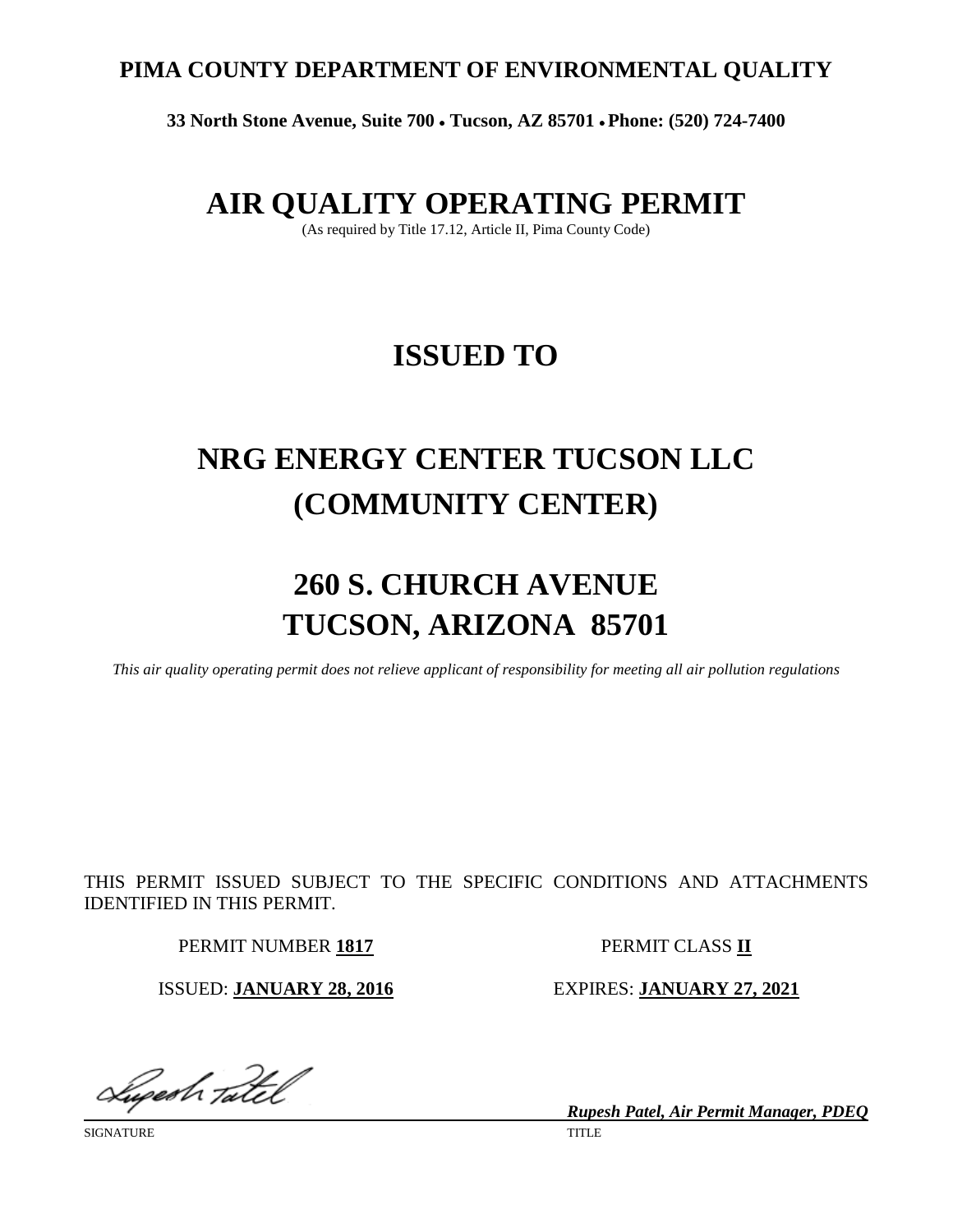**PIMA COUNTY DEPARTMENT OF ENVIRONMENTAL QUALITY**

**33 North Stone Avenue, Suite 700 • Tucson, AZ 85701 • Phone: (520) 724-7400**

# AIR QUALITY OPERATING PERMIT

(As required by Title 17.12, Article II, Pima County Code)

# ISSUED TO

# NRG ENERGY CENTER TUCSON LLC (COMMUNITY CENTER)

# 260 S. CHURCH AVENUE TUCSON, ARIZONA 85701

*This air quality operating permit does not relieve applicant of responsibility for meeting all air pollution regulations*

THIS PERMIT ISSUED SUBJECT TO THE SPECIFIC CONDITIONS AND ATTACHMENTS IDENTIFIED IN THIS PERMIT.

PERMIT NUMBER **1817** PERMIT CLASS **II**

ISSUED: **JANUARY 28, 2016** EXPIRES: **JANUARY 27, 2021**

SIGNATURE

***Rupesh Patel, Air Permit Manager, PDEQ***

TITLE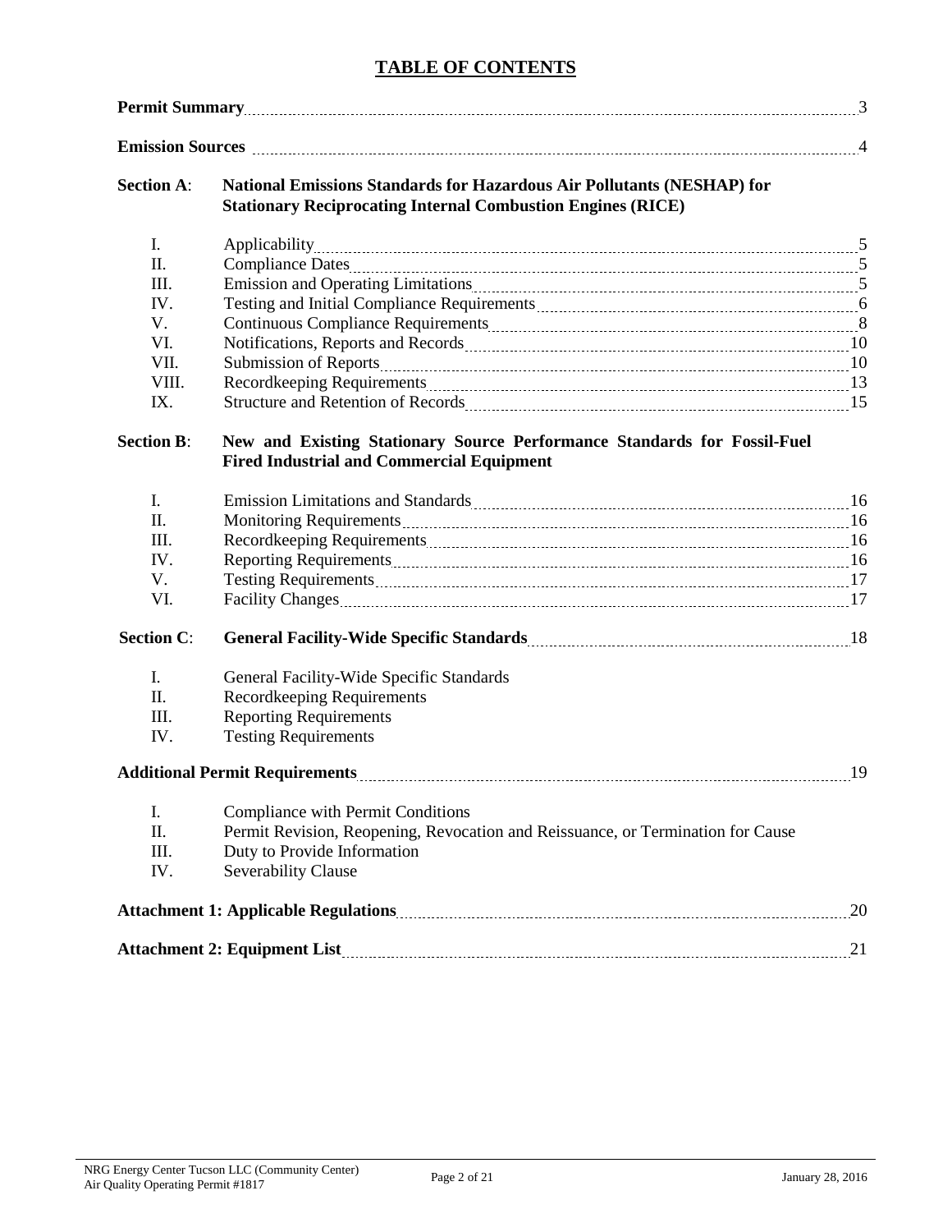# TABLE OF CONTENTS

| | | |
|---|---|---|
| **Permit Summary** | | 3 |
| **Emission Sources** | | 4 |
| **Section A**: | **National Emissions Standards for Hazardous Air Pollutants (NESHAP) for Stationary Reciprocating Internal Combustion Engines (RICE)** | |
| I. | Applicability | 5 |
| II. | Compliance Dates | 5 |
| III. | Emission and Operating Limitations | 5 |
| IV. | Testing and Initial Compliance Requirements | 6 |
| V. | Continuous Compliance Requirements | 8 |
| VI. | Notifications, Reports and Records | 10 |
| VII. | Submission of Reports | 10 |
| VIII. | Recordkeeping Requirements | 13 |
| IX. | Structure and Retention of Records | 15 |
| **Section B**: | **New and Existing Stationary Source Performance Standards for Fossil-Fuel Fired Industrial and Commercial Equipment** | |
| I. | Emission Limitations and Standards | 16 |
| II. | Monitoring Requirements | 16 |
| III. | Recordkeeping Requirements | 16 |
| IV. | Reporting Requirements | 16 |
| V. | Testing Requirements | 17 |
| VI. | Facility Changes | 17 |
| **Section C**: | **General Facility-Wide Specific Standards** | 18 |
| I. | General Facility-Wide Specific Standards | |
| II. | Recordkeeping Requirements | |
| III. | Reporting Requirements | |
| IV. | Testing Requirements | |
| **Additional Permit Requirements** | | 19 |
| I. | Compliance with Permit Conditions | |
| II. | Permit Revision, Reopening, Revocation and Reissuance, or Termination for Cause | |
| III. | Duty to Provide Information | |
| IV. | Severability Clause | |
| **Attachment 1: Applicable Regulations** | | 20 |
| **Attachment 2: Equipment List** | | 21 |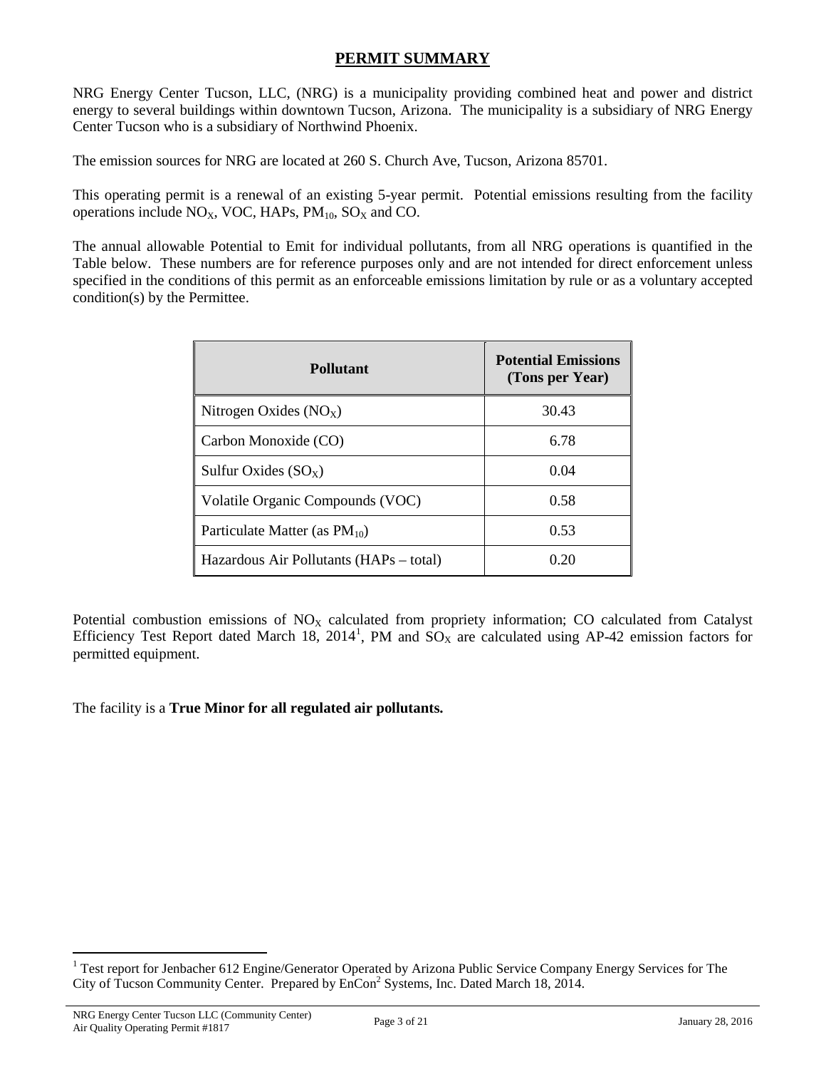# PERMIT SUMMARY

NRG Energy Center Tucson, LLC, (NRG) is a municipality providing combined heat and power and district energy to several buildings within downtown Tucson, Arizona. The municipality is a subsidiary of NRG Energy Center Tucson who is a subsidiary of Northwind Phoenix.

The emission sources for NRG are located at 260 S. Church Ave, Tucson, Arizona 85701.

This operating permit is a renewal of an existing 5-year permit. Potential emissions resulting from the facility operations include $NO_X$, VOC, HAPs, $PM_{10}$, $SO_X$ and CO.

The annual allowable Potential to Emit for individual pollutants, from all NRG operations is quantified in the Table below. These numbers are for reference purposes only and are not intended for direct enforcement unless specified in the conditions of this permit as an enforceable emissions limitation by rule or as a voluntary accepted condition(s) by the Permittee.

| Pollutant | Potential Emissions (Tons per Year) |
|---|---|
| Nitrogen Oxides ($NO_X$) | 30.43 |
| Carbon Monoxide (CO) | 6.78 |
| Sulfur Oxides ($SO_X$) | 0.04 |
| Volatile Organic Compounds (VOC) | 0.58 |
| Particulate Matter (as $PM_{10}$) | 0.53 |
| Hazardous Air Pollutants (HAPs – total) | 0.20 |

Potential combustion emissions of $NO_X$ calculated from propriety information; CO calculated from Catalyst Efficiency Test Report dated March 18, 2014[1], PM and $SO_X$ are calculated using AP-42 emission factors for permitted equipment.

The facility is a **True Minor for all regulated air pollutants.**

[1] Test report for Jenbacher 612 Engine/Generator Operated by Arizona Public Service Company Energy Services for The City of Tucson Community Center. Prepared by EnCon$^2$ Systems, Inc. Dated March 18, 2014.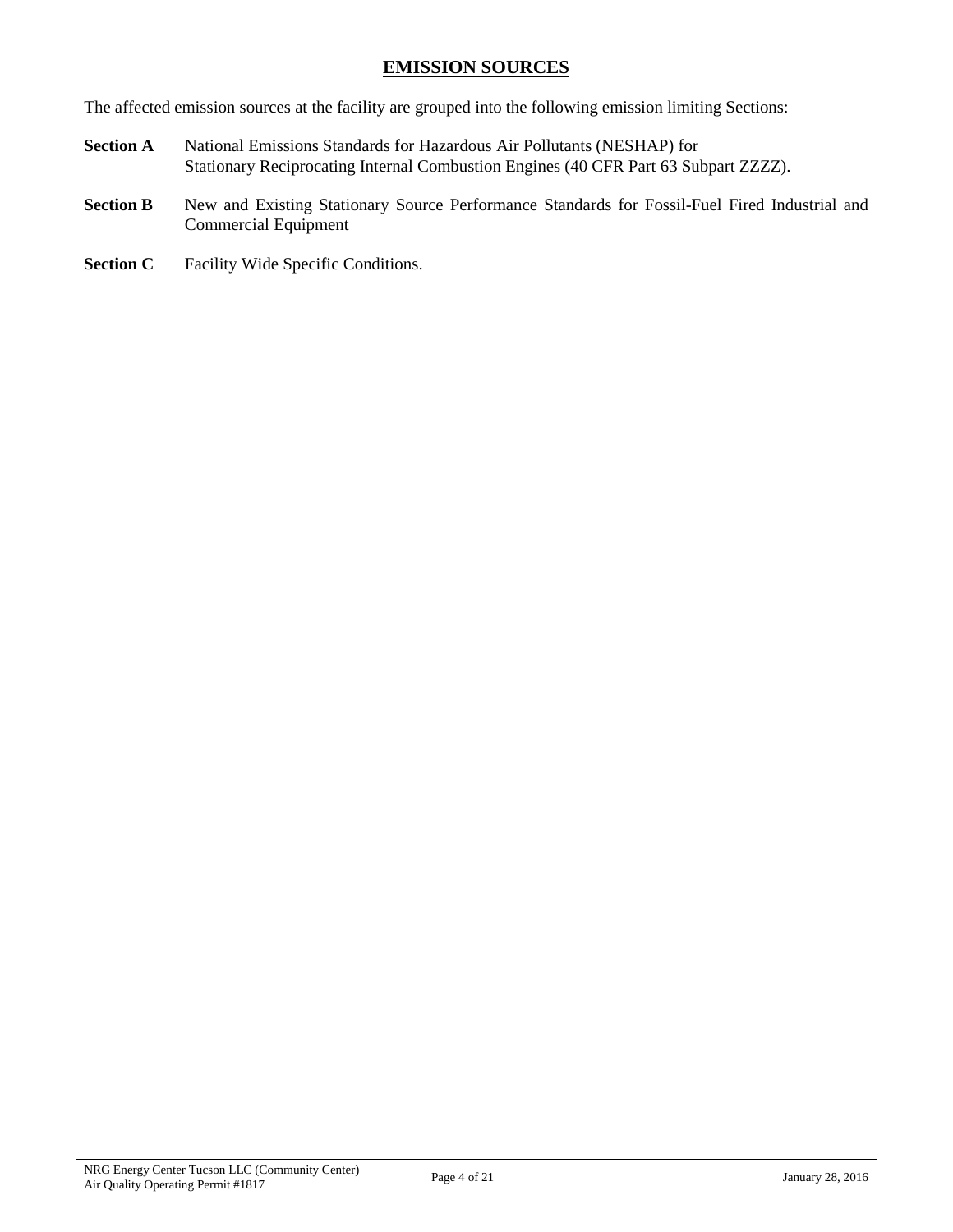# EMISSION SOURCES

The affected emission sources at the facility are grouped into the following emission limiting Sections:

**Section A** National Emissions Standards for Hazardous Air Pollutants (NESHAP) for Stationary Reciprocating Internal Combustion Engines (40 CFR Part 63 Subpart ZZZZ).

**Section B** New and Existing Stationary Source Performance Standards for Fossil-Fuel Fired Industrial and Commercial Equipment

**Section C** Facility Wide Specific Conditions.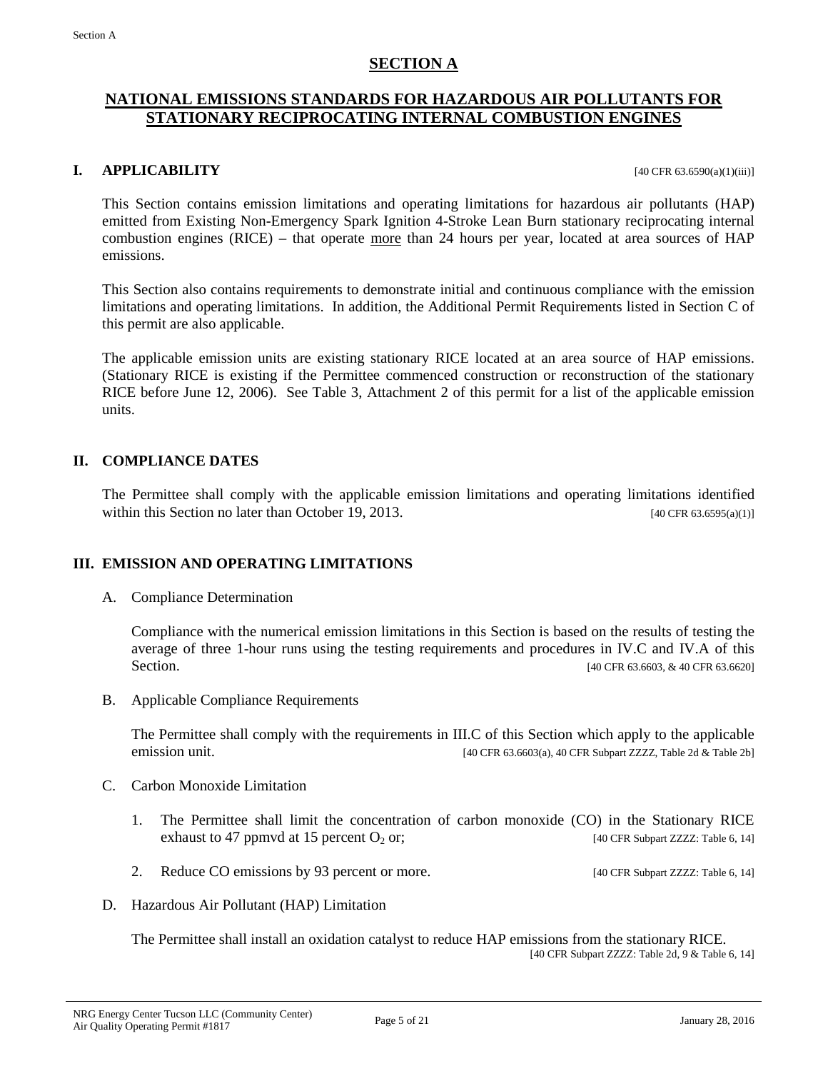# SECTION A

## NATIONAL EMISSIONS STANDARDS FOR HAZARDOUS AIR POLLUTANTS FOR STATIONARY RECIPROCATING INTERNAL COMBUSTION ENGINES

### I. APPLICABILITY

[40 CFR 63.6590(a)(1)(iii)]

This Section contains emission limitations and operating limitations for hazardous air pollutants (HAP) emitted from Existing Non-Emergency Spark Ignition 4-Stroke Lean Burn stationary reciprocating internal combustion engines (RICE) – that operate more than 24 hours per year, located at area sources of HAP emissions.

This Section also contains requirements to demonstrate initial and continuous compliance with the emission limitations and operating limitations. In addition, the Additional Permit Requirements listed in Section C of this permit are also applicable.

The applicable emission units are existing stationary RICE located at an area source of HAP emissions. (Stationary RICE is existing if the Permittee commenced construction or reconstruction of the stationary RICE before June 12, 2006). See Table 3, Attachment 2 of this permit for a list of the applicable emission units.

### II. COMPLIANCE DATES

The Permittee shall comply with the applicable emission limitations and operating limitations identified within this Section no later than October 19, 2013. [40 CFR 63.6595(a)(1)]

### III. EMISSION AND OPERATING LIMITATIONS

A. Compliance Determination

Compliance with the numerical emission limitations in this Section is based on the results of testing the average of three 1-hour runs using the testing requirements and procedures in IV.C and IV.A of this Section. [40 CFR 63.6603, & 40 CFR 63.6620]

B. Applicable Compliance Requirements

The Permittee shall comply with the requirements in III.C of this Section which apply to the applicable emission unit. [40 CFR 63.6603(a), 40 CFR Subpart ZZZZ, Table 2d & Table 2b]

C. Carbon Monoxide Limitation

1. The Permittee shall limit the concentration of carbon monoxide (CO) in the Stationary RICE exhaust to 47 ppmvd at 15 percent $O_2$ or; [40 CFR Subpart ZZZZ: Table 6, 14]

2. Reduce CO emissions by 93 percent or more. [40 CFR Subpart ZZZZ: Table 6, 14]

D. Hazardous Air Pollutant (HAP) Limitation

The Permittee shall install an oxidation catalyst to reduce HAP emissions from the stationary RICE. [40 CFR Subpart ZZZZ: Table 2d, 9 & Table 6, 14]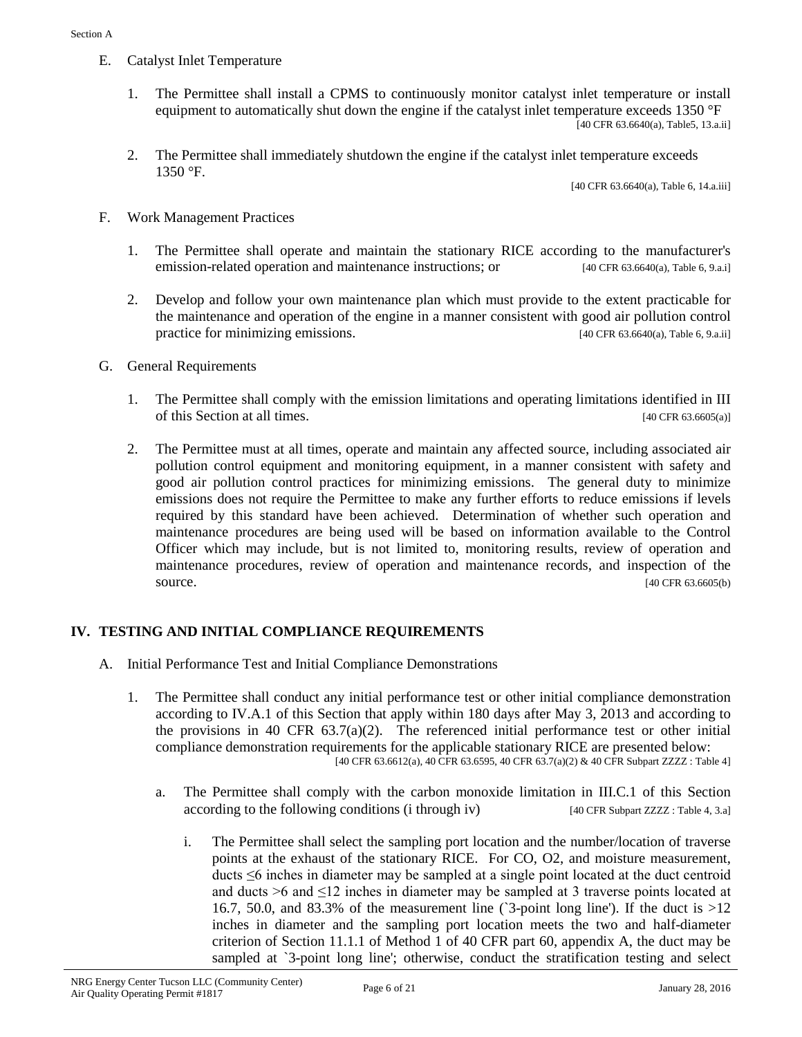E. Catalyst Inlet Temperature

1. The Permittee shall install a CPMS to continuously monitor catalyst inlet temperature or install equipment to automatically shut down the engine if the catalyst inlet temperature exceeds 1350 °F
[40 CFR 63.6640(a), Table5, 13.a.ii]

2. The Permittee shall immediately shutdown the engine if the catalyst inlet temperature exceeds 1350 °F.
[40 CFR 63.6640(a), Table 6, 14.a.iii]

F. Work Management Practices

1. The Permittee shall operate and maintain the stationary RICE according to the manufacturer's emission-related operation and maintenance instructions; or [40 CFR 63.6640(a), Table 6, 9.a.i]

2. Develop and follow your own maintenance plan which must provide to the extent practicable for the maintenance and operation of the engine in a manner consistent with good air pollution control practice for minimizing emissions. [40 CFR 63.6640(a), Table 6, 9.a.ii]

G. General Requirements

1. The Permittee shall comply with the emission limitations and operating limitations identified in III of this Section at all times. [40 CFR 63.6605(a)]

2. The Permittee must at all times, operate and maintain any affected source, including associated air pollution control equipment and monitoring equipment, in a manner consistent with safety and good air pollution control practices for minimizing emissions. The general duty to minimize emissions does not require the Permittee to make any further efforts to reduce emissions if levels required by this standard have been achieved. Determination of whether such operation and maintenance procedures are being used will be based on information available to the Control Officer which may include, but is not limited to, monitoring results, review of operation and maintenance procedures, review of operation and maintenance records, and inspection of the source. [40 CFR 63.6605(b)

## IV. TESTING AND INITIAL COMPLIANCE REQUIREMENTS

A. Initial Performance Test and Initial Compliance Demonstrations

1. The Permittee shall conduct any initial performance test or other initial compliance demonstration according to IV.A.1 of this Section that apply within 180 days after May 3, 2013 and according to the provisions in 40 CFR 63.7(a)(2). The referenced initial performance test or other initial compliance demonstration requirements for the applicable stationary RICE are presented below:
[40 CFR 63.6612(a), 40 CFR 63.6595, 40 CFR 63.7(a)(2) & 40 CFR Subpart ZZZZ : Table 4]

   a. The Permittee shall comply with the carbon monoxide limitation in III.C.1 of this Section according to the following conditions (i through iv) [40 CFR Subpart ZZZZ : Table 4, 3.a]

      i. The Permittee shall select the sampling port location and the number/location of traverse points at the exhaust of the stationary RICE. For CO, O2, and moisture measurement, ducts ≤6 inches in diameter may be sampled at a single point located at the duct centroid and ducts >6 and ≤12 inches in diameter may be sampled at 3 traverse points located at 16.7, 50.0, and 83.3% of the measurement line (`3-point long line'). If the duct is >12 inches in diameter and the sampling port location meets the two and half-diameter criterion of Section 11.1.1 of Method 1 of 40 CFR part 60, appendix A, the duct may be sampled at `3-point long line'; otherwise, conduct the stratification testing and select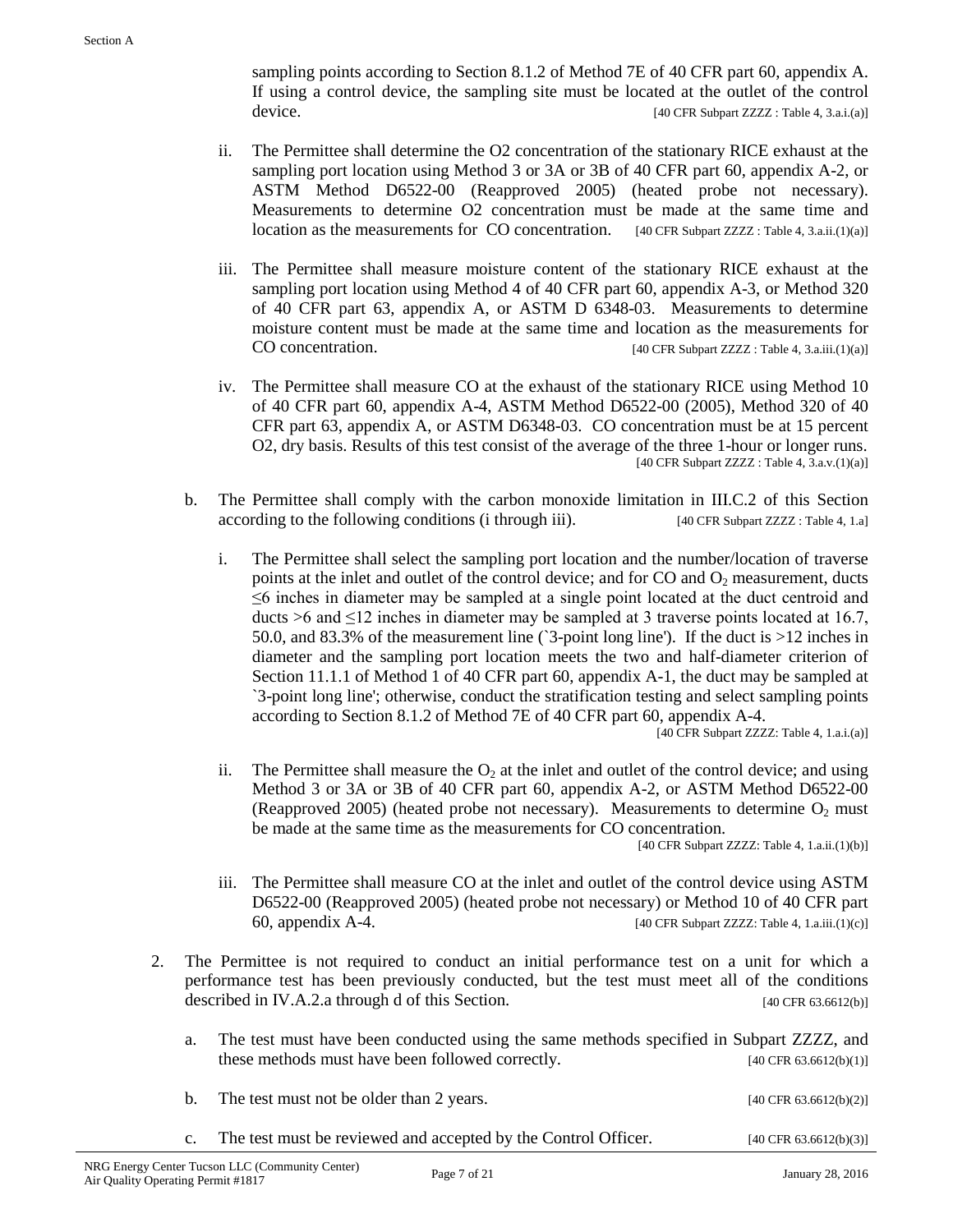sampling points according to Section 8.1.2 of Method 7E of 40 CFR part 60, appendix A. If using a control device, the sampling site must be located at the outlet of the control device. [40 CFR Subpart ZZZZ : Table 4, 3.a.i.(a)]

ii. The Permittee shall determine the O2 concentration of the stationary RICE exhaust at the sampling port location using Method 3 or 3A or 3B of 40 CFR part 60, appendix A-2, or ASTM Method D6522-00 (Reapproved 2005) (heated probe not necessary). Measurements to determine O2 concentration must be made at the same time and location as the measurements for CO concentration. [40 CFR Subpart ZZZZ : Table 4, 3.a.ii.(1)(a)]

iii. The Permittee shall measure moisture content of the stationary RICE exhaust at the sampling port location using Method 4 of 40 CFR part 60, appendix A-3, or Method 320 of 40 CFR part 63, appendix A, or ASTM D 6348-03. Measurements to determine moisture content must be made at the same time and location as the measurements for CO concentration. [40 CFR Subpart ZZZZ : Table 4, 3.a.iii.(1)(a)]

iv. The Permittee shall measure CO at the exhaust of the stationary RICE using Method 10 of 40 CFR part 60, appendix A-4, ASTM Method D6522-00 (2005), Method 320 of 40 CFR part 63, appendix A, or ASTM D6348-03. CO concentration must be at 15 percent O2, dry basis. Results of this test consist of the average of the three 1-hour or longer runs. [40 CFR Subpart ZZZZ : Table 4, 3.a.v.(1)(a)]

b. The Permittee shall comply with the carbon monoxide limitation in III.C.2 of this Section according to the following conditions (i through iii). [40 CFR Subpart ZZZZ : Table 4, 1.a]

i. The Permittee shall select the sampling port location and the number/location of traverse points at the inlet and outlet of the control device; and for CO and $O_2$ measurement, ducts $\leq$6 inches in diameter may be sampled at a single point located at the duct centroid and ducts >6 and $\leq$12 inches in diameter may be sampled at 3 traverse points located at 16.7, 50.0, and 83.3% of the measurement line (`3-point long line'). If the duct is >12 inches in diameter and the sampling port location meets the two and half-diameter criterion of Section 11.1.1 of Method 1 of 40 CFR part 60, appendix A-1, the duct may be sampled at `3-point long line'; otherwise, conduct the stratification testing and select sampling points according to Section 8.1.2 of Method 7E of 40 CFR part 60, appendix A-4. [40 CFR Subpart ZZZZ: Table 4, 1.a.i.(a)]

ii. The Permittee shall measure the $O_2$ at the inlet and outlet of the control device; and using Method 3 or 3A or 3B of 40 CFR part 60, appendix A-2, or ASTM Method D6522-00 (Reapproved 2005) (heated probe not necessary). Measurements to determine $O_2$ must be made at the same time as the measurements for CO concentration. [40 CFR Subpart ZZZZ: Table 4, 1.a.ii.(1)(b)]

iii. The Permittee shall measure CO at the inlet and outlet of the control device using ASTM D6522-00 (Reapproved 2005) (heated probe not necessary) or Method 10 of 40 CFR part 60, appendix A-4. [40 CFR Subpart ZZZZ: Table 4, 1.a.iii.(1)(c)]

2. The Permittee is not required to conduct an initial performance test on a unit for which a performance test has been previously conducted, but the test must meet all of the conditions described in IV.A.2.a through d of this Section. [40 CFR 63.6612(b)]

a. The test must have been conducted using the same methods specified in Subpart ZZZZ, and these methods must have been followed correctly. [40 CFR 63.6612(b)(1)]

b. The test must not be older than 2 years. [40 CFR 63.6612(b)(2)]

c. The test must be reviewed and accepted by the Control Officer. [40 CFR 63.6612(b)(3)]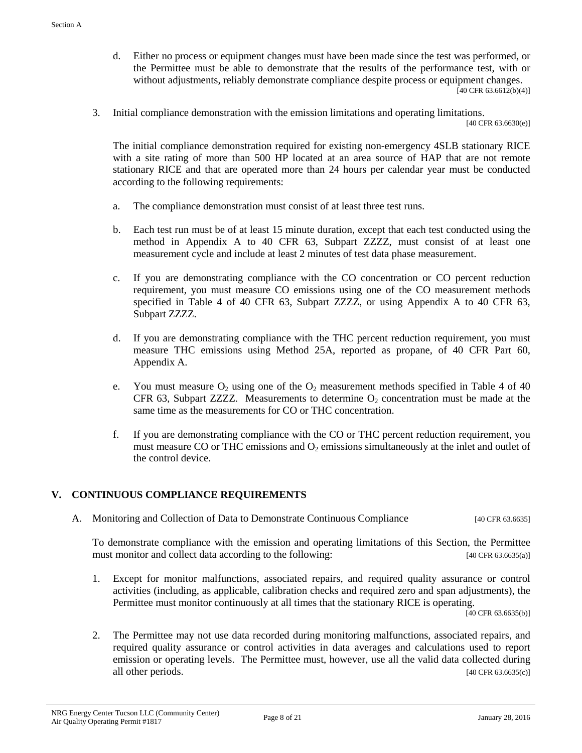d. Either no process or equipment changes must have been made since the test was performed, or the Permittee must be able to demonstrate that the results of the performance test, with or without adjustments, reliably demonstrate compliance despite process or equipment changes. [40 CFR 63.6612(b)(4)]

3. Initial compliance demonstration with the emission limitations and operating limitations. [40 CFR 63.6630(e)]

   The initial compliance demonstration required for existing non-emergency 4SLB stationary RICE with a site rating of more than 500 HP located at an area source of HAP that are not remote stationary RICE and that are operated more than 24 hours per calendar year must be conducted according to the following requirements:

   a. The compliance demonstration must consist of at least three test runs.

   b. Each test run must be of at least 15 minute duration, except that each test conducted using the method in Appendix A to 40 CFR 63, Subpart ZZZZ, must consist of at least one measurement cycle and include at least 2 minutes of test data phase measurement.

   c. If you are demonstrating compliance with the CO concentration or CO percent reduction requirement, you must measure CO emissions using one of the CO measurement methods specified in Table 4 of 40 CFR 63, Subpart ZZZZ, or using Appendix A to 40 CFR 63, Subpart ZZZZ.

   d. If you are demonstrating compliance with the THC percent reduction requirement, you must measure THC emissions using Method 25A, reported as propane, of 40 CFR Part 60, Appendix A.

   e. You must measure $O_2$ using one of the $O_2$ measurement methods specified in Table 4 of 40 CFR 63, Subpart ZZZZ. Measurements to determine $O_2$ concentration must be made at the same time as the measurements for CO or THC concentration.

   f. If you are demonstrating compliance with the CO or THC percent reduction requirement, you must measure CO or THC emissions and $O_2$ emissions simultaneously at the inlet and outlet of the control device.

## V. CONTINUOUS COMPLIANCE REQUIREMENTS

A. Monitoring and Collection of Data to Demonstrate Continuous Compliance [40 CFR 63.6635]

   To demonstrate compliance with the emission and operating limitations of this Section, the Permittee must monitor and collect data according to the following: [40 CFR 63.6635(a)]

   1. Except for monitor malfunctions, associated repairs, and required quality assurance or control activities (including, as applicable, calibration checks and required zero and span adjustments), the Permittee must monitor continuously at all times that the stationary RICE is operating. [40 CFR 63.6635(b)]

   2. The Permittee may not use data recorded during monitoring malfunctions, associated repairs, and required quality assurance or control activities in data averages and calculations used to report emission or operating levels. The Permittee must, however, use all the valid data collected during all other periods. [40 CFR 63.6635(c)]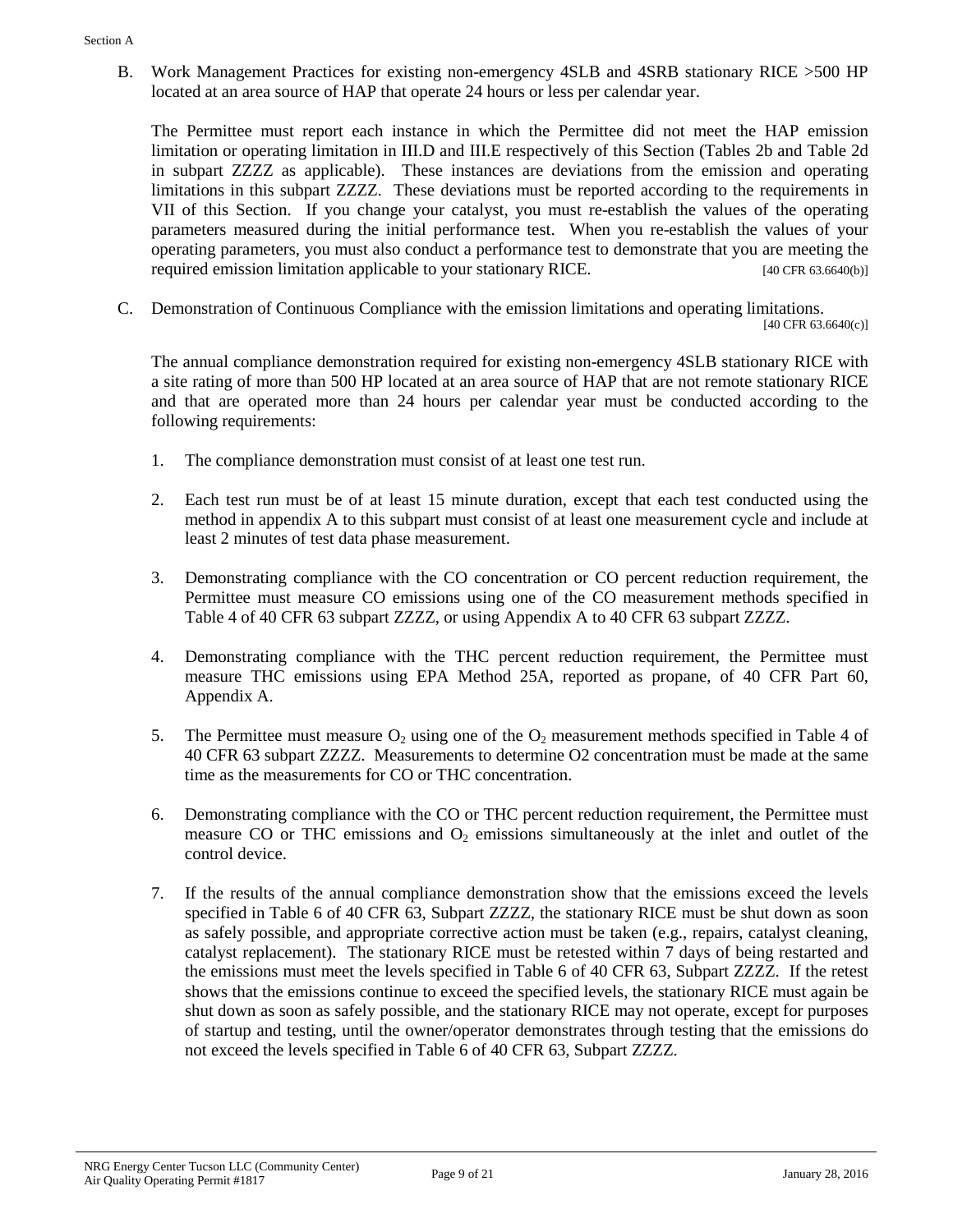B. Work Management Practices for existing non-emergency 4SLB and 4SRB stationary RICE >500 HP located at an area source of HAP that operate 24 hours or less per calendar year.

The Permittee must report each instance in which the Permittee did not meet the HAP emission limitation or operating limitation in III.D and III.E respectively of this Section (Tables 2b and Table 2d in subpart ZZZZ as applicable). These instances are deviations from the emission and operating limitations in this subpart ZZZZ. These deviations must be reported according to the requirements in VII of this Section. If you change your catalyst, you must re-establish the values of the operating parameters measured during the initial performance test. When you re-establish the values of your operating parameters, you must also conduct a performance test to demonstrate that you are meeting the required emission limitation applicable to your stationary RICE. [40 CFR 63.6640(b)]

C. Demonstration of Continuous Compliance with the emission limitations and operating limitations. [40 CFR 63.6640(c)]

The annual compliance demonstration required for existing non-emergency 4SLB stationary RICE with a site rating of more than 500 HP located at an area source of HAP that are not remote stationary RICE and that are operated more than 24 hours per calendar year must be conducted according to the following requirements:

1. The compliance demonstration must consist of at least one test run.

2. Each test run must be of at least 15 minute duration, except that each test conducted using the method in appendix A to this subpart must consist of at least one measurement cycle and include at least 2 minutes of test data phase measurement.

3. Demonstrating compliance with the CO concentration or CO percent reduction requirement, the Permittee must measure CO emissions using one of the CO measurement methods specified in Table 4 of 40 CFR 63 subpart ZZZZ, or using Appendix A to 40 CFR 63 subpart ZZZZ.

4. Demonstrating compliance with the THC percent reduction requirement, the Permittee must measure THC emissions using EPA Method 25A, reported as propane, of 40 CFR Part 60, Appendix A.

5. The Permittee must measure $O_2$ using one of the $O_2$ measurement methods specified in Table 4 of 40 CFR 63 subpart ZZZZ. Measurements to determine O2 concentration must be made at the same time as the measurements for CO or THC concentration.

6. Demonstrating compliance with the CO or THC percent reduction requirement, the Permittee must measure CO or THC emissions and $O_2$ emissions simultaneously at the inlet and outlet of the control device.

7. If the results of the annual compliance demonstration show that the emissions exceed the levels specified in Table 6 of 40 CFR 63, Subpart ZZZZ, the stationary RICE must be shut down as soon as safely possible, and appropriate corrective action must be taken (e.g., repairs, catalyst cleaning, catalyst replacement). The stationary RICE must be retested within 7 days of being restarted and the emissions must meet the levels specified in Table 6 of 40 CFR 63, Subpart ZZZZ. If the retest shows that the emissions continue to exceed the specified levels, the stationary RICE must again be shut down as soon as safely possible, and the stationary RICE may not operate, except for purposes of startup and testing, until the owner/operator demonstrates through testing that the emissions do not exceed the levels specified in Table 6 of 40 CFR 63, Subpart ZZZZ.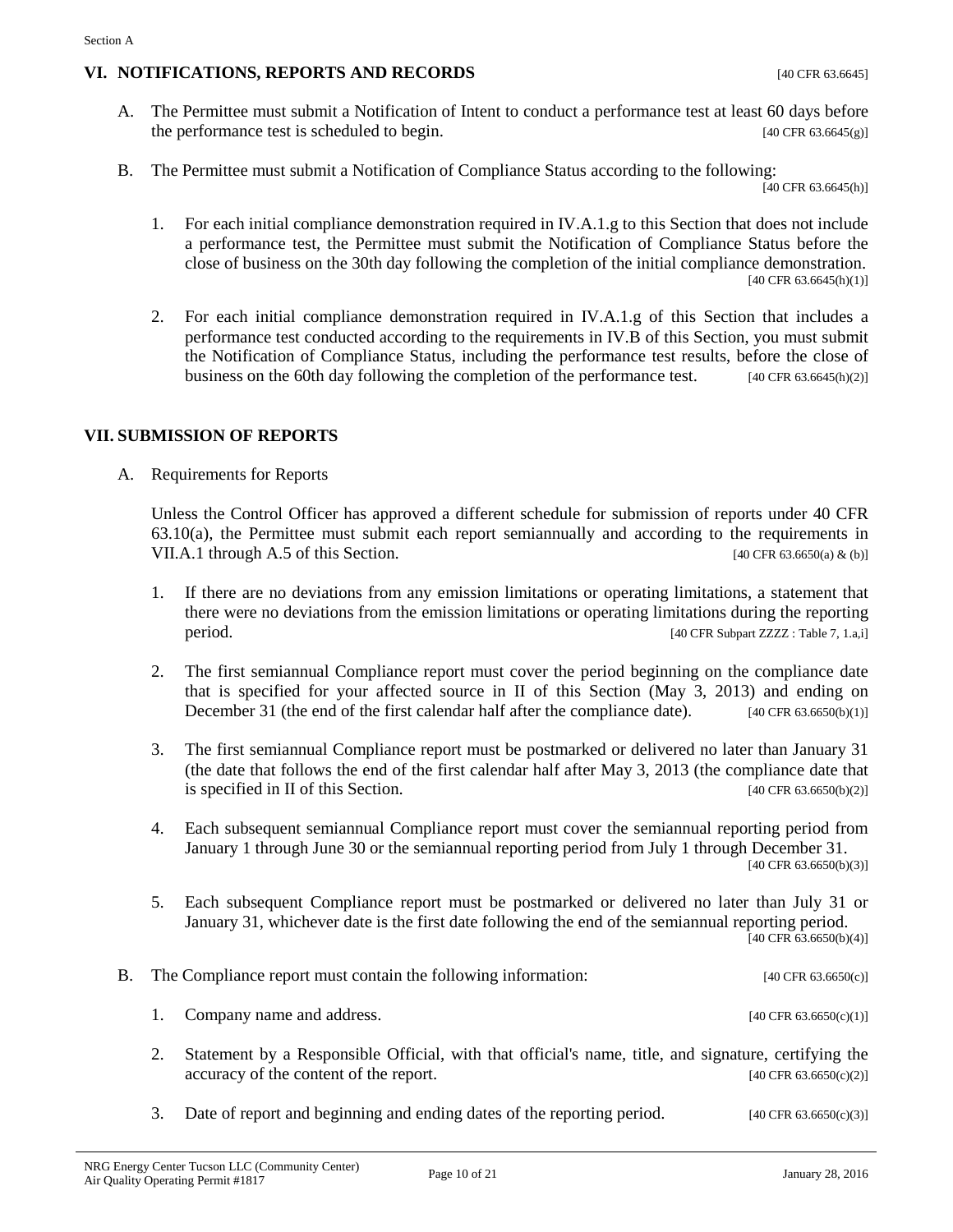## VI. NOTIFICATIONS, REPORTS AND RECORDS [40 CFR 63.6645]

A. The Permittee must submit a Notification of Intent to conduct a performance test at least 60 days before the performance test is scheduled to begin. [40 CFR 63.6645(g)]

B. The Permittee must submit a Notification of Compliance Status according to the following: [40 CFR 63.6645(h)]

1. For each initial compliance demonstration required in IV.A.1.g to this Section that does not include a performance test, the Permittee must submit the Notification of Compliance Status before the close of business on the 30th day following the completion of the initial compliance demonstration. [40 CFR 63.6645(h)(1)]

2. For each initial compliance demonstration required in IV.A.1.g of this Section that includes a performance test conducted according to the requirements in IV.B of this Section, you must submit the Notification of Compliance Status, including the performance test results, before the close of business on the 60th day following the completion of the performance test. [40 CFR 63.6645(h)(2)]

## VII. SUBMISSION OF REPORTS

A. Requirements for Reports

Unless the Control Officer has approved a different schedule for submission of reports under 40 CFR 63.10(a), the Permittee must submit each report semiannually and according to the requirements in VII.A.1 through A.5 of this Section. [40 CFR 63.6650(a) & (b)]

1. If there are no deviations from any emission limitations or operating limitations, a statement that there were no deviations from the emission limitations or operating limitations during the reporting period. [40 CFR Subpart ZZZZ : Table 7, 1.a,i]

2. The first semiannual Compliance report must cover the period beginning on the compliance date that is specified for your affected source in II of this Section (May 3, 2013) and ending on December 31 (the end of the first calendar half after the compliance date). [40 CFR 63.6650(b)(1)]

3. The first semiannual Compliance report must be postmarked or delivered no later than January 31 (the date that follows the end of the first calendar half after May 3, 2013 (the compliance date that is specified in II of this Section. [40 CFR 63.6650(b)(2)]

4. Each subsequent semiannual Compliance report must cover the semiannual reporting period from January 1 through June 30 or the semiannual reporting period from July 1 through December 31. [40 CFR 63.6650(b)(3)]

5. Each subsequent Compliance report must be postmarked or delivered no later than July 31 or January 31, whichever date is the first date following the end of the semiannual reporting period. [40 CFR 63.6650(b)(4)]

B. The Compliance report must contain the following information: [40 CFR 63.6650(c)]

1. Company name and address. [40 CFR 63.6650(c)(1)]

2. Statement by a Responsible Official, with that official's name, title, and signature, certifying the accuracy of the content of the report. [40 CFR 63.6650(c)(2)]

3. Date of report and beginning and ending dates of the reporting period. [40 CFR 63.6650(c)(3)]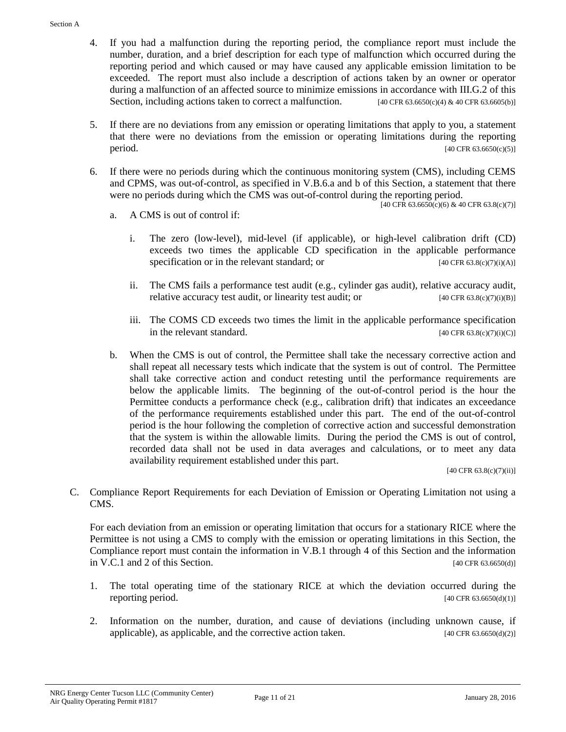4. If you had a malfunction during the reporting period, the compliance report must include the number, duration, and a brief description for each type of malfunction which occurred during the reporting period and which caused or may have caused any applicable emission limitation to be exceeded. The report must also include a description of actions taken by an owner or operator during a malfunction of an affected source to minimize emissions in accordance with III.G.2 of this Section, including actions taken to correct a malfunction. [40 CFR 63.6650(c)(4) & 40 CFR 63.6605(b)]

5. If there are no deviations from any emission or operating limitations that apply to you, a statement that there were no deviations from the emission or operating limitations during the reporting period. [40 CFR 63.6650(c)(5)]

6. If there were no periods during which the continuous monitoring system (CMS), including CEMS and CPMS, was out-of-control, as specified in V.B.6.a and b of this Section, a statement that there were no periods during which the CMS was out-of-control during the reporting period. [40 CFR 63.6650(c)(6) & 40 CFR 63.8(c)(7)]

   a. A CMS is out of control if:

      i. The zero (low-level), mid-level (if applicable), or high-level calibration drift (CD) exceeds two times the applicable CD specification in the applicable performance specification or in the relevant standard; or [40 CFR 63.8(c)(7)(i)(A)]

      ii. The CMS fails a performance test audit (e.g., cylinder gas audit), relative accuracy audit, relative accuracy test audit, or linearity test audit; or [40 CFR 63.8(c)(7)(i)(B)]

      iii. The COMS CD exceeds two times the limit in the applicable performance specification in the relevant standard. [40 CFR 63.8(c)(7)(i)(C)]

   b. When the CMS is out of control, the Permittee shall take the necessary corrective action and shall repeat all necessary tests which indicate that the system is out of control. The Permittee shall take corrective action and conduct retesting until the performance requirements are below the applicable limits. The beginning of the out-of-control period is the hour the Permittee conducts a performance check (e.g., calibration drift) that indicates an exceedance of the performance requirements established under this part. The end of the out-of-control period is the hour following the completion of corrective action and successful demonstration that the system is within the allowable limits. During the period the CMS is out of control, recorded data shall not be used in data averages and calculations, or to meet any data availability requirement established under this part. [40 CFR 63.8(c)(7)(ii)]

C. Compliance Report Requirements for each Deviation of Emission or Operating Limitation not using a CMS.

   For each deviation from an emission or operating limitation that occurs for a stationary RICE where the Permittee is not using a CMS to comply with the emission or operating limitations in this Section, the Compliance report must contain the information in V.B.1 through 4 of this Section and the information in V.C.1 and 2 of this Section. [40 CFR 63.6650(d)]

   1. The total operating time of the stationary RICE at which the deviation occurred during the reporting period. [40 CFR 63.6650(d)(1)]

   2. Information on the number, duration, and cause of deviations (including unknown cause, if applicable), as applicable, and the corrective action taken. [40 CFR 63.6650(d)(2)]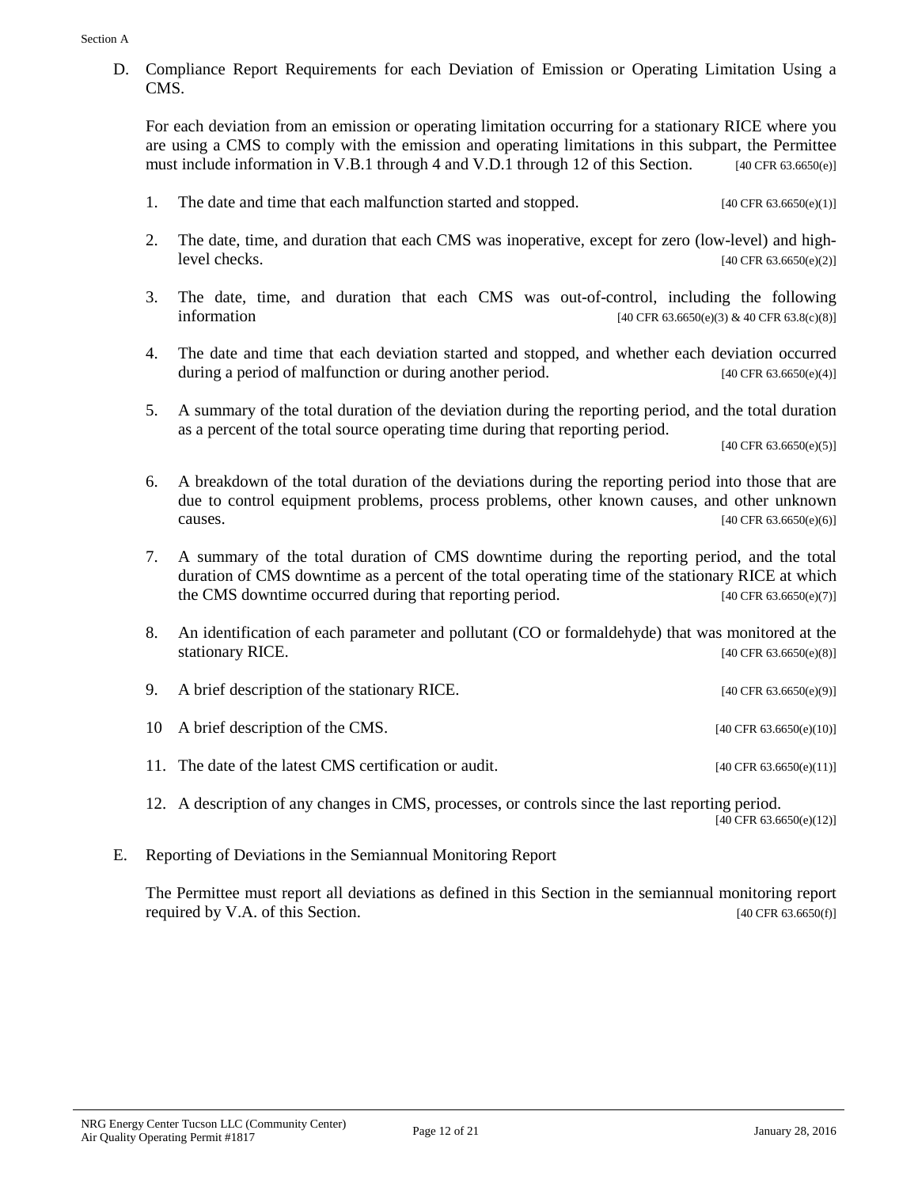D. Compliance Report Requirements for each Deviation of Emission or Operating Limitation Using a CMS.

For each deviation from an emission or operating limitation occurring for a stationary RICE where you are using a CMS to comply with the emission and operating limitations in this subpart, the Permittee must include information in V.B.1 through 4 and V.D.1 through 12 of this Section. [40 CFR 63.6650(e)]

1. The date and time that each malfunction started and stopped. [40 CFR 63.6650(e)(1)]

2. The date, time, and duration that each CMS was inoperative, except for zero (low-level) and high-level checks. [40 CFR 63.6650(e)(2)]

3. The date, time, and duration that each CMS was out-of-control, including the following information [40 CFR 63.6650(e)(3) & 40 CFR 63.8(c)(8)]

4. The date and time that each deviation started and stopped, and whether each deviation occurred during a period of malfunction or during another period. [40 CFR 63.6650(e)(4)]

5. A summary of the total duration of the deviation during the reporting period, and the total duration as a percent of the total source operating time during that reporting period. [40 CFR 63.6650(e)(5)]

6. A breakdown of the total duration of the deviations during the reporting period into those that are due to control equipment problems, process problems, other known causes, and other unknown causes. [40 CFR 63.6650(e)(6)]

7. A summary of the total duration of CMS downtime during the reporting period, and the total duration of CMS downtime as a percent of the total operating time of the stationary RICE at which the CMS downtime occurred during that reporting period. [40 CFR 63.6650(e)(7)]

8. An identification of each parameter and pollutant (CO or formaldehyde) that was monitored at the stationary RICE. [40 CFR 63.6650(e)(8)]

9. A brief description of the stationary RICE. [40 CFR 63.6650(e)(9)]

10 A brief description of the CMS. [40 CFR 63.6650(e)(10)]

11. The date of the latest CMS certification or audit. [40 CFR 63.6650(e)(11)]

12. A description of any changes in CMS, processes, or controls since the last reporting period. [40 CFR 63.6650(e)(12)]

E. Reporting of Deviations in the Semiannual Monitoring Report

The Permittee must report all deviations as defined in this Section in the semiannual monitoring report required by V.A. of this Section. [40 CFR 63.6650(f)]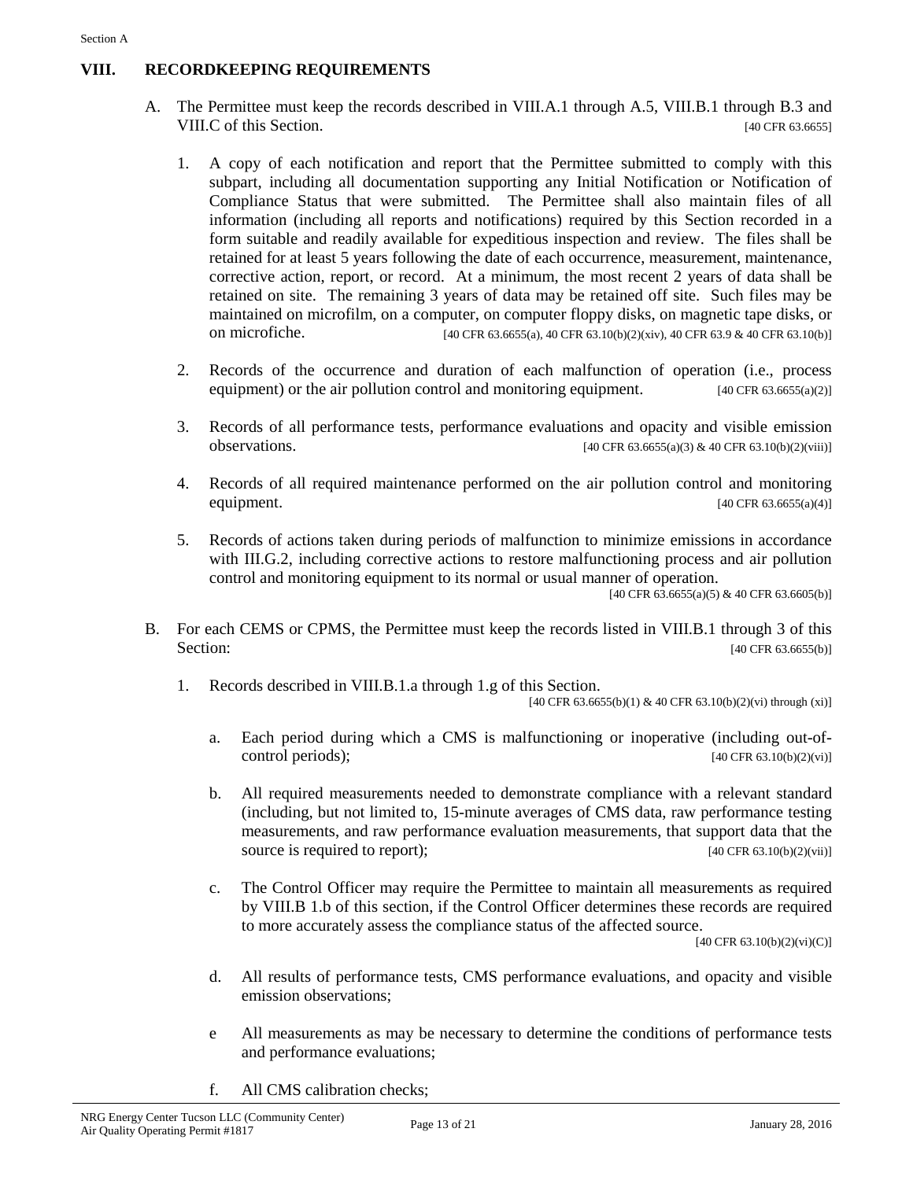## VIII. RECORDKEEPING REQUIREMENTS

A. The Permittee must keep the records described in VIII.A.1 through A.5, VIII.B.1 through B.3 and VIII.C of this Section. [40 CFR 63.6655]

1. A copy of each notification and report that the Permittee submitted to comply with this subpart, including all documentation supporting any Initial Notification or Notification of Compliance Status that were submitted. The Permittee shall also maintain files of all information (including all reports and notifications) required by this Section recorded in a form suitable and readily available for expeditious inspection and review. The files shall be retained for at least 5 years following the date of each occurrence, measurement, maintenance, corrective action, report, or record. At a minimum, the most recent 2 years of data shall be retained on site. The remaining 3 years of data may be retained off site. Such files may be maintained on microfilm, on a computer, on computer floppy disks, on magnetic tape disks, or on microfiche. [40 CFR 63.6655(a), 40 CFR 63.10(b)(2)(xiv), 40 CFR 63.9 & 40 CFR 63.10(b)]

2. Records of the occurrence and duration of each malfunction of operation (i.e., process equipment) or the air pollution control and monitoring equipment. [40 CFR 63.6655(a)(2)]

3. Records of all performance tests, performance evaluations and opacity and visible emission observations. [40 CFR 63.6655(a)(3) & 40 CFR 63.10(b)(2)(viii)]

4. Records of all required maintenance performed on the air pollution control and monitoring equipment. [40 CFR 63.6655(a)(4)]

5. Records of actions taken during periods of malfunction to minimize emissions in accordance with III.G.2, including corrective actions to restore malfunctioning process and air pollution control and monitoring equipment to its normal or usual manner of operation. [40 CFR 63.6655(a)(5) & 40 CFR 63.6605(b)]

B. For each CEMS or CPMS, the Permittee must keep the records listed in VIII.B.1 through 3 of this Section: [40 CFR 63.6655(b)]

1. Records described in VIII.B.1.a through 1.g of this Section. [40 CFR 63.6655(b)(1) & 40 CFR 63.10(b)(2)(vi) through (xi)]

   a. Each period during which a CMS is malfunctioning or inoperative (including out-of-control periods); [40 CFR 63.10(b)(2)(vi)]

   b. All required measurements needed to demonstrate compliance with a relevant standard (including, but not limited to, 15-minute averages of CMS data, raw performance testing measurements, and raw performance evaluation measurements, that support data that the source is required to report); [40 CFR 63.10(b)(2)(vii)]

   c. The Control Officer may require the Permittee to maintain all measurements as required by VIII.B 1.b of this section, if the Control Officer determines these records are required to more accurately assess the compliance status of the affected source. [40 CFR 63.10(b)(2)(vi)(C)]

   d. All results of performance tests, CMS performance evaluations, and opacity and visible emission observations;

   e All measurements as may be necessary to determine the conditions of performance tests and performance evaluations;

   f. All CMS calibration checks;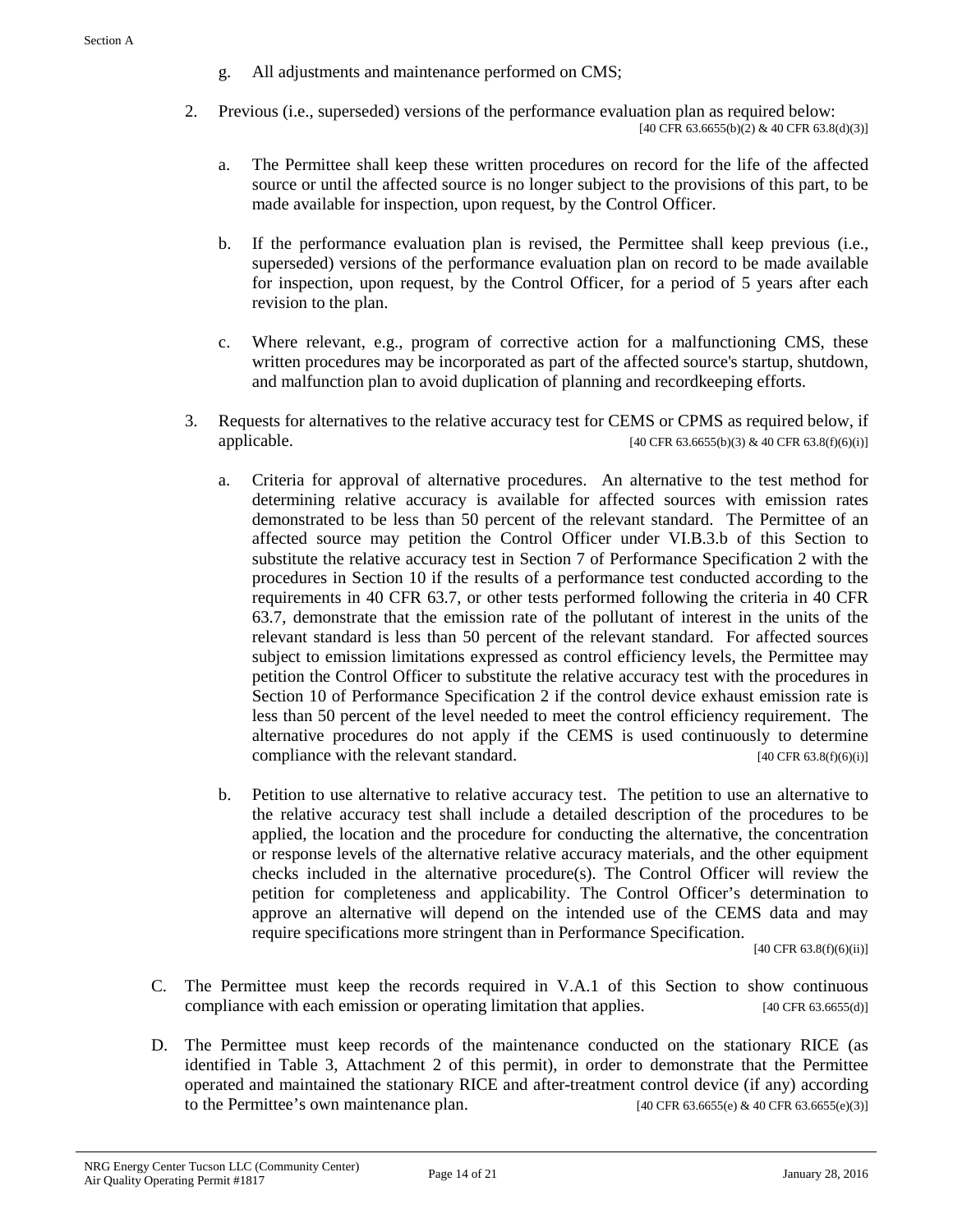g. All adjustments and maintenance performed on CMS;

2. Previous (i.e., superseded) versions of the performance evaluation plan as required below: [40 CFR 63.6655(b)(2) & 40 CFR 63.8(d)(3)]

   a. The Permittee shall keep these written procedures on record for the life of the affected source or until the affected source is no longer subject to the provisions of this part, to be made available for inspection, upon request, by the Control Officer.

   b. If the performance evaluation plan is revised, the Permittee shall keep previous (i.e., superseded) versions of the performance evaluation plan on record to be made available for inspection, upon request, by the Control Officer, for a period of 5 years after each revision to the plan.

   c. Where relevant, e.g., program of corrective action for a malfunctioning CMS, these written procedures may be incorporated as part of the affected source's startup, shutdown, and malfunction plan to avoid duplication of planning and recordkeeping efforts.

3. Requests for alternatives to the relative accuracy test for CEMS or CPMS as required below, if applicable. [40 CFR 63.6655(b)(3) & 40 CFR 63.8(f)(6)(i)]

   a. Criteria for approval of alternative procedures. An alternative to the test method for determining relative accuracy is available for affected sources with emission rates demonstrated to be less than 50 percent of the relevant standard. The Permittee of an affected source may petition the Control Officer under VI.B.3.b of this Section to substitute the relative accuracy test in Section 7 of Performance Specification 2 with the procedures in Section 10 if the results of a performance test conducted according to the requirements in 40 CFR 63.7, or other tests performed following the criteria in 40 CFR 63.7, demonstrate that the emission rate of the pollutant of interest in the units of the relevant standard is less than 50 percent of the relevant standard. For affected sources subject to emission limitations expressed as control efficiency levels, the Permittee may petition the Control Officer to substitute the relative accuracy test with the procedures in Section 10 of Performance Specification 2 if the control device exhaust emission rate is less than 50 percent of the level needed to meet the control efficiency requirement. The alternative procedures do not apply if the CEMS is used continuously to determine compliance with the relevant standard. [40 CFR 63.8(f)(6)(i)]

   b. Petition to use alternative to relative accuracy test. The petition to use an alternative to the relative accuracy test shall include a detailed description of the procedures to be applied, the location and the procedure for conducting the alternative, the concentration or response levels of the alternative relative accuracy materials, and the other equipment checks included in the alternative procedure(s). The Control Officer will review the petition for completeness and applicability. The Control Officer's determination to approve an alternative will depend on the intended use of the CEMS data and may require specifications more stringent than in Performance Specification. [40 CFR 63.8(f)(6)(ii)]

C. The Permittee must keep the records required in V.A.1 of this Section to show continuous compliance with each emission or operating limitation that applies. [40 CFR 63.6655(d)]

D. The Permittee must keep records of the maintenance conducted on the stationary RICE (as identified in Table 3, Attachment 2 of this permit), in order to demonstrate that the Permittee operated and maintained the stationary RICE and after-treatment control device (if any) according to the Permittee's own maintenance plan. [40 CFR 63.6655(e) & 40 CFR 63.6655(e)(3)]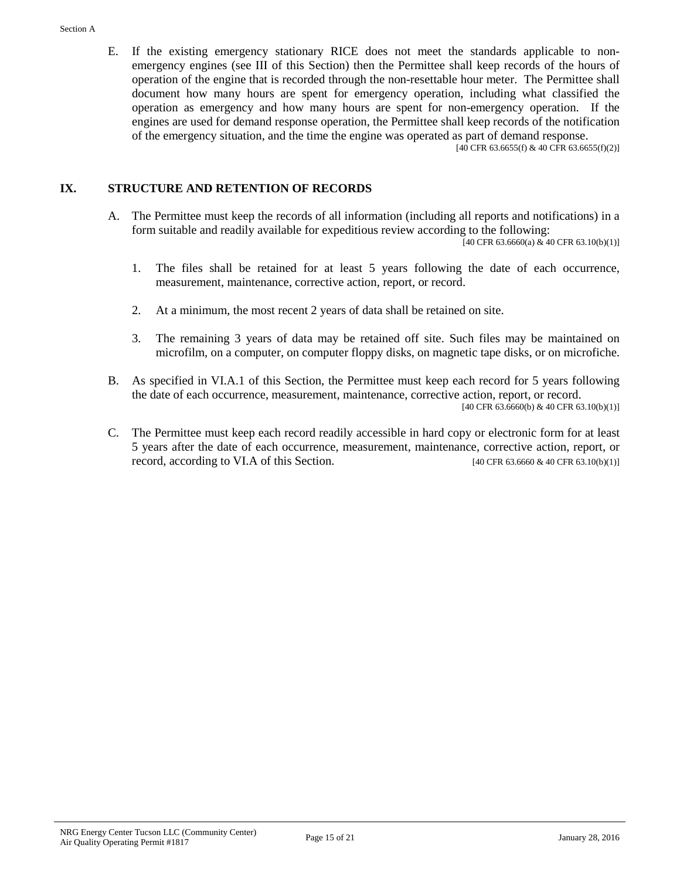E. If the existing emergency stationary RICE does not meet the standards applicable to non-emergency engines (see III of this Section) then the Permittee shall keep records of the hours of operation of the engine that is recorded through the non-resettable hour meter. The Permittee shall document how many hours are spent for emergency operation, including what classified the operation as emergency and how many hours are spent for non-emergency operation. If the engines are used for demand response operation, the Permittee shall keep records of the notification of the emergency situation, and the time the engine was operated as part of demand response.

[40 CFR 63.6655(f) & 40 CFR 63.6655(f)(2)]

## IX. STRUCTURE AND RETENTION OF RECORDS

A. The Permittee must keep the records of all information (including all reports and notifications) in a form suitable and readily available for expeditious review according to the following:

[40 CFR 63.6660(a) & 40 CFR 63.10(b)(1)]

1. The files shall be retained for at least 5 years following the date of each occurrence, measurement, maintenance, corrective action, report, or record.

2. At a minimum, the most recent 2 years of data shall be retained on site.

3. The remaining 3 years of data may be retained off site. Such files may be maintained on microfilm, on a computer, on computer floppy disks, on magnetic tape disks, or on microfiche.

B. As specified in VI.A.1 of this Section, the Permittee must keep each record for 5 years following the date of each occurrence, measurement, maintenance, corrective action, report, or record.

[40 CFR 63.6660(b) & 40 CFR 63.10(b)(1)]

C. The Permittee must keep each record readily accessible in hard copy or electronic form for at least 5 years after the date of each occurrence, measurement, maintenance, corrective action, report, or record, according to VI.A of this Section. [40 CFR 63.6660 & 40 CFR 63.10(b)(1)]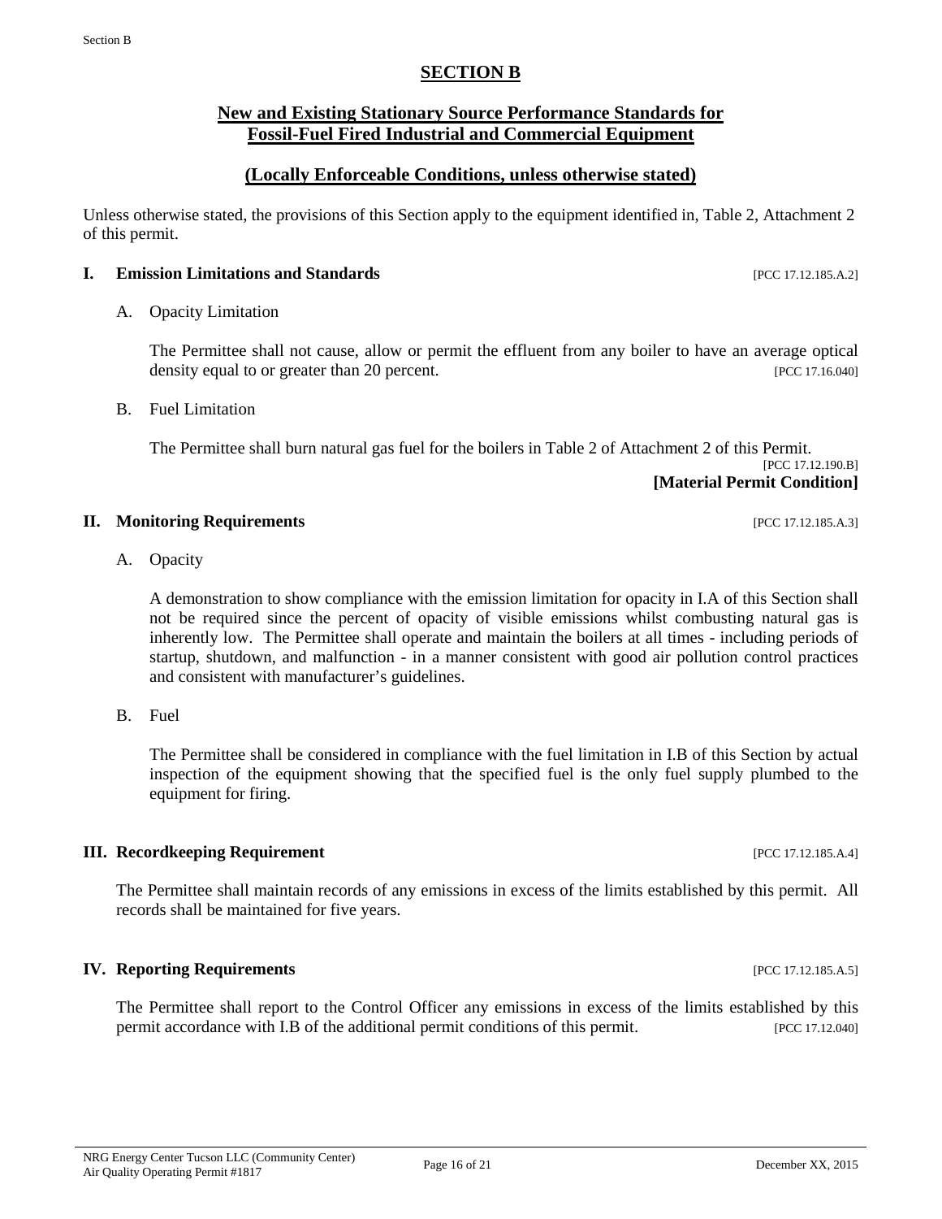# SECTION B

## New and Existing Stationary Source Performance Standards for Fossil-Fuel Fired Industrial and Commercial Equipment

## (Locally Enforceable Conditions, unless otherwise stated)

Unless otherwise stated, the provisions of this Section apply to the equipment identified in, Table 2, Attachment 2 of this permit.

### I. Emission Limitations and Standards [PCC 17.12.185.A.2]

A. Opacity Limitation

The Permittee shall not cause, allow or permit the effluent from any boiler to have an average optical density equal to or greater than 20 percent. [PCC 17.16.040]

B. Fuel Limitation

The Permittee shall burn natural gas fuel for the boilers in Table 2 of Attachment 2 of this Permit.
[PCC 17.12.190.B]
**[Material Permit Condition]**

### II. Monitoring Requirements [PCC 17.12.185.A.3]

A. Opacity

A demonstration to show compliance with the emission limitation for opacity in I.A of this Section shall not be required since the percent of opacity of visible emissions whilst combusting natural gas is inherently low. The Permittee shall operate and maintain the boilers at all times - including periods of startup, shutdown, and malfunction - in a manner consistent with good air pollution control practices and consistent with manufacturer's guidelines.

B. Fuel

The Permittee shall be considered in compliance with the fuel limitation in I.B of this Section by actual inspection of the equipment showing that the specified fuel is the only fuel supply plumbed to the equipment for firing.

### III. Recordkeeping Requirement [PCC 17.12.185.A.4]

The Permittee shall maintain records of any emissions in excess of the limits established by this permit. All records shall be maintained for five years.

### IV. Reporting Requirements [PCC 17.12.185.A.5]

The Permittee shall report to the Control Officer any emissions in excess of the limits established by this permit accordance with I.B of the additional permit conditions of this permit. [PCC 17.12.040]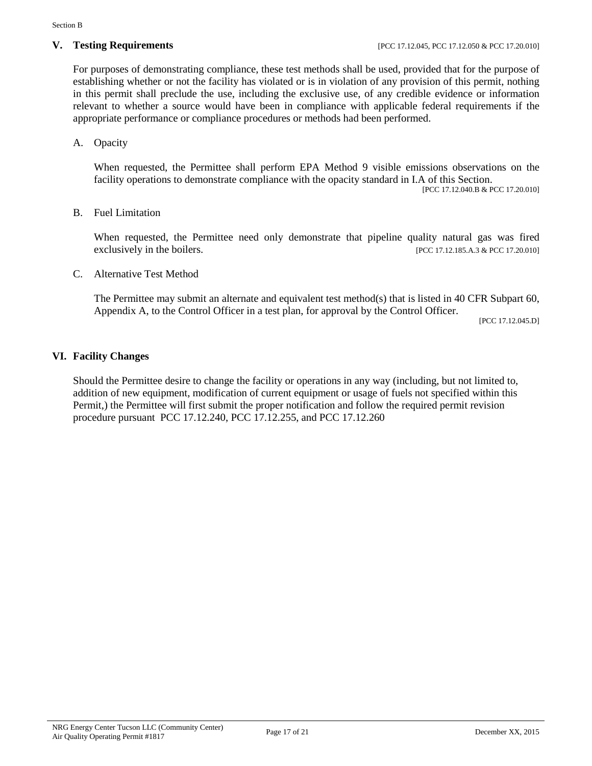## V. Testing Requirements [PCC 17.12.045, PCC 17.12.050 & PCC 17.20.010]

For purposes of demonstrating compliance, these test methods shall be used, provided that for the purpose of establishing whether or not the facility has violated or is in violation of any provision of this permit, nothing in this permit shall preclude the use, including the exclusive use, of any credible evidence or information relevant to whether a source would have been in compliance with applicable federal requirements if the appropriate performance or compliance procedures or methods had been performed.

A. Opacity

When requested, the Permittee shall perform EPA Method 9 visible emissions observations on the facility operations to demonstrate compliance with the opacity standard in I.A of this Section.

[PCC 17.12.040.B & PCC 17.20.010]

B. Fuel Limitation

When requested, the Permittee need only demonstrate that pipeline quality natural gas was fired exclusively in the boilers. [PCC 17.12.185.A.3 & PCC 17.20.010]

C. Alternative Test Method

The Permittee may submit an alternate and equivalent test method(s) that is listed in 40 CFR Subpart 60, Appendix A, to the Control Officer in a test plan, for approval by the Control Officer.

[PCC 17.12.045.D]

## VI. Facility Changes

Should the Permittee desire to change the facility or operations in any way (including, but not limited to, addition of new equipment, modification of current equipment or usage of fuels not specified within this Permit,) the Permittee will first submit the proper notification and follow the required permit revision procedure pursuant PCC 17.12.240, PCC 17.12.255, and PCC 17.12.260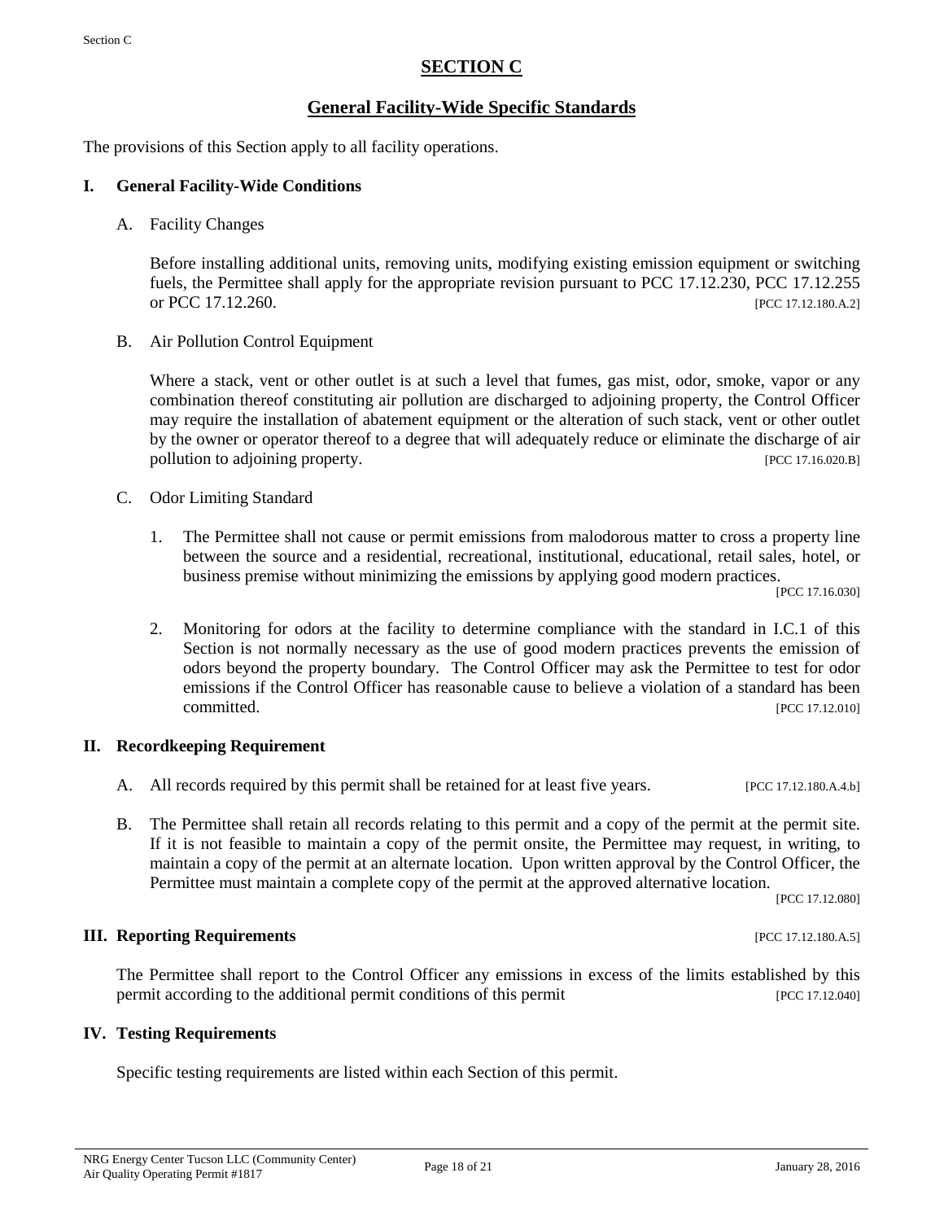# SECTION C

## General Facility-Wide Specific Standards

The provisions of this Section apply to all facility operations.

### I. General Facility-Wide Conditions

A. Facility Changes

Before installing additional units, removing units, modifying existing emission equipment or switching fuels, the Permittee shall apply for the appropriate revision pursuant to PCC 17.12.230, PCC 17.12.255 or PCC 17.12.260. [PCC 17.12.180.A.2]

B. Air Pollution Control Equipment

Where a stack, vent or other outlet is at such a level that fumes, gas mist, odor, smoke, vapor or any combination thereof constituting air pollution are discharged to adjoining property, the Control Officer may require the installation of abatement equipment or the alteration of such stack, vent or other outlet by the owner or operator thereof to a degree that will adequately reduce or eliminate the discharge of air pollution to adjoining property. [PCC 17.16.020.B]

C. Odor Limiting Standard

1. The Permittee shall not cause or permit emissions from malodorous matter to cross a property line between the source and a residential, recreational, institutional, educational, retail sales, hotel, or business premise without minimizing the emissions by applying good modern practices. [PCC 17.16.030]

2. Monitoring for odors at the facility to determine compliance with the standard in I.C.1 of this Section is not normally necessary as the use of good modern practices prevents the emission of odors beyond the property boundary. The Control Officer may ask the Permittee to test for odor emissions if the Control Officer has reasonable cause to believe a violation of a standard has been committed. [PCC 17.12.010]

### II. Recordkeeping Requirement

A. All records required by this permit shall be retained for at least five years. [PCC 17.12.180.A.4.b]

B. The Permittee shall retain all records relating to this permit and a copy of the permit at the permit site. If it is not feasible to maintain a copy of the permit onsite, the Permittee may request, in writing, to maintain a copy of the permit at an alternate location. Upon written approval by the Control Officer, the Permittee must maintain a complete copy of the permit at the approved alternative location. [PCC 17.12.080]

### III. Reporting Requirements [PCC 17.12.180.A.5]

The Permittee shall report to the Control Officer any emissions in excess of the limits established by this permit according to the additional permit conditions of this permit [PCC 17.12.040]

### IV. Testing Requirements

Specific testing requirements are listed within each Section of this permit.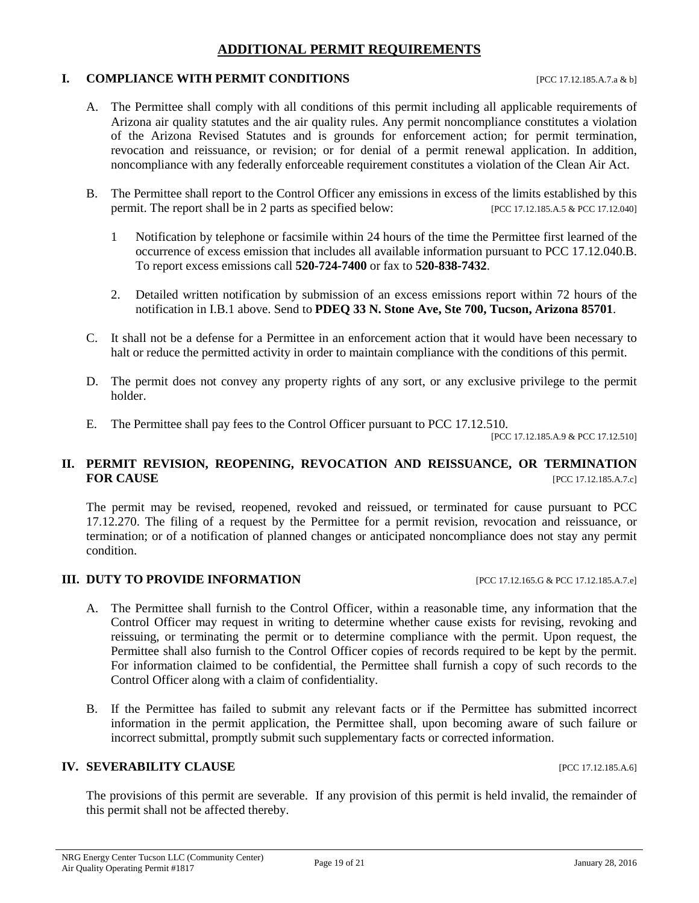# ADDITIONAL PERMIT REQUIREMENTS

## I. COMPLIANCE WITH PERMIT CONDITIONS [PCC 17.12.185.A.7.a & b]

A. The Permittee shall comply with all conditions of this permit including all applicable requirements of Arizona air quality statutes and the air quality rules. Any permit noncompliance constitutes a violation of the Arizona Revised Statutes and is grounds for enforcement action; for permit termination, revocation and reissuance, or revision; or for denial of a permit renewal application. In addition, noncompliance with any federally enforceable requirement constitutes a violation of the Clean Air Act.

B. The Permittee shall report to the Control Officer any emissions in excess of the limits established by this permit. The report shall be in 2 parts as specified below: [PCC 17.12.185.A.5 & PCC 17.12.040]

1 Notification by telephone or facsimile within 24 hours of the time the Permittee first learned of the occurrence of excess emission that includes all available information pursuant to PCC 17.12.040.B. To report excess emissions call **520-724-7400** or fax to **520-838-7432**.

2. Detailed written notification by submission of an excess emissions report within 72 hours of the notification in I.B.1 above. Send to **PDEQ 33 N. Stone Ave, Ste 700, Tucson, Arizona 85701**.

C. It shall not be a defense for a Permittee in an enforcement action that it would have been necessary to halt or reduce the permitted activity in order to maintain compliance with the conditions of this permit.

D. The permit does not convey any property rights of any sort, or any exclusive privilege to the permit holder.

E. The Permittee shall pay fees to the Control Officer pursuant to PCC 17.12.510.
[PCC 17.12.185.A.9 & PCC 17.12.510]

## II. PERMIT REVISION, REOPENING, REVOCATION AND REISSUANCE, OR TERMINATION FOR CAUSE [PCC 17.12.185.A.7.c]

The permit may be revised, reopened, revoked and reissued, or terminated for cause pursuant to PCC 17.12.270. The filing of a request by the Permittee for a permit revision, revocation and reissuance, or termination; or of a notification of planned changes or anticipated noncompliance does not stay any permit condition.

## III. DUTY TO PROVIDE INFORMATION [PCC 17.12.165.G & PCC 17.12.185.A.7.e]

A. The Permittee shall furnish to the Control Officer, within a reasonable time, any information that the Control Officer may request in writing to determine whether cause exists for revising, revoking and reissuing, or terminating the permit or to determine compliance with the permit. Upon request, the Permittee shall also furnish to the Control Officer copies of records required to be kept by the permit. For information claimed to be confidential, the Permittee shall furnish a copy of such records to the Control Officer along with a claim of confidentiality.

B. If the Permittee has failed to submit any relevant facts or if the Permittee has submitted incorrect information in the permit application, the Permittee shall, upon becoming aware of such failure or incorrect submittal, promptly submit such supplementary facts or corrected information.

## IV. SEVERABILITY CLAUSE [PCC 17.12.185.A.6]

The provisions of this permit are severable. If any provision of this permit is held invalid, the remainder of this permit shall not be affected thereby.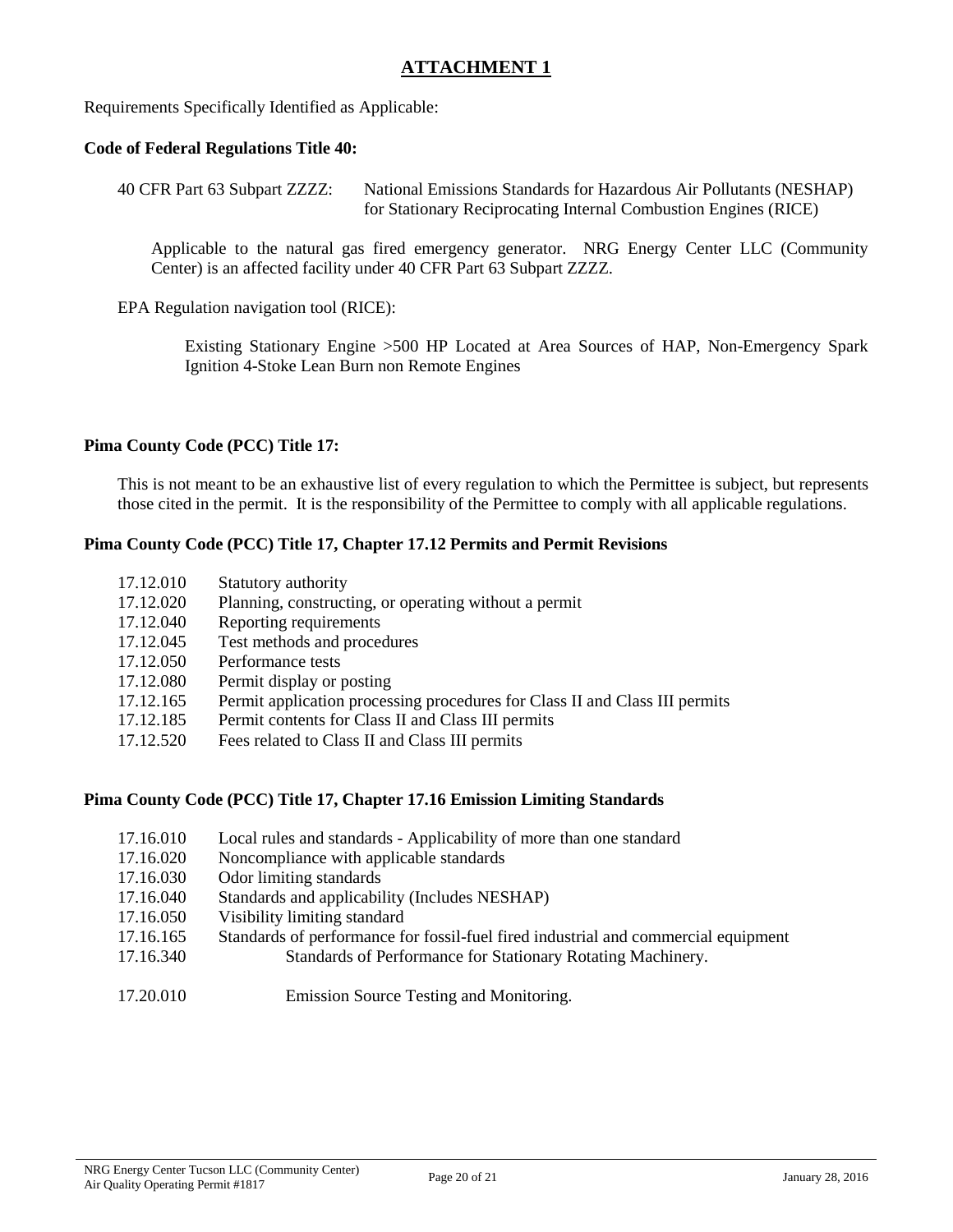# ATTACHMENT 1

Requirements Specifically Identified as Applicable:

**Code of Federal Regulations Title 40:**

40 CFR Part 63 Subpart ZZZZ: National Emissions Standards for Hazardous Air Pollutants (NESHAP) for Stationary Reciprocating Internal Combustion Engines (RICE)

Applicable to the natural gas fired emergency generator. NRG Energy Center LLC (Community Center) is an affected facility under 40 CFR Part 63 Subpart ZZZZ.

EPA Regulation navigation tool (RICE):

Existing Stationary Engine >500 HP Located at Area Sources of HAP, Non-Emergency Spark Ignition 4-Stoke Lean Burn non Remote Engines

**Pima County Code (PCC) Title 17:**

This is not meant to be an exhaustive list of every regulation to which the Permittee is subject, but represents those cited in the permit. It is the responsibility of the Permittee to comply with all applicable regulations.

**Pima County Code (PCC) Title 17, Chapter 17.12 Permits and Permit Revisions**

- 17.12.010 Statutory authority
- 17.12.020 Planning, constructing, or operating without a permit
- 17.12.040 Reporting requirements
- 17.12.045 Test methods and procedures
- 17.12.050 Performance tests
- 17.12.080 Permit display or posting
- 17.12.165 Permit application processing procedures for Class II and Class III permits
- 17.12.185 Permit contents for Class II and Class III permits
- 17.12.520 Fees related to Class II and Class III permits

**Pima County Code (PCC) Title 17, Chapter 17.16 Emission Limiting Standards**

- 17.16.010 Local rules and standards - Applicability of more than one standard
- 17.16.020 Noncompliance with applicable standards
- 17.16.030 Odor limiting standards
- 17.16.040 Standards and applicability (Includes NESHAP)
- 17.16.050 Visibility limiting standard
- 17.16.165 Standards of performance for fossil-fuel fired industrial and commercial equipment
- 17.16.340 Standards of Performance for Stationary Rotating Machinery.

- 17.20.010 Emission Source Testing and Monitoring.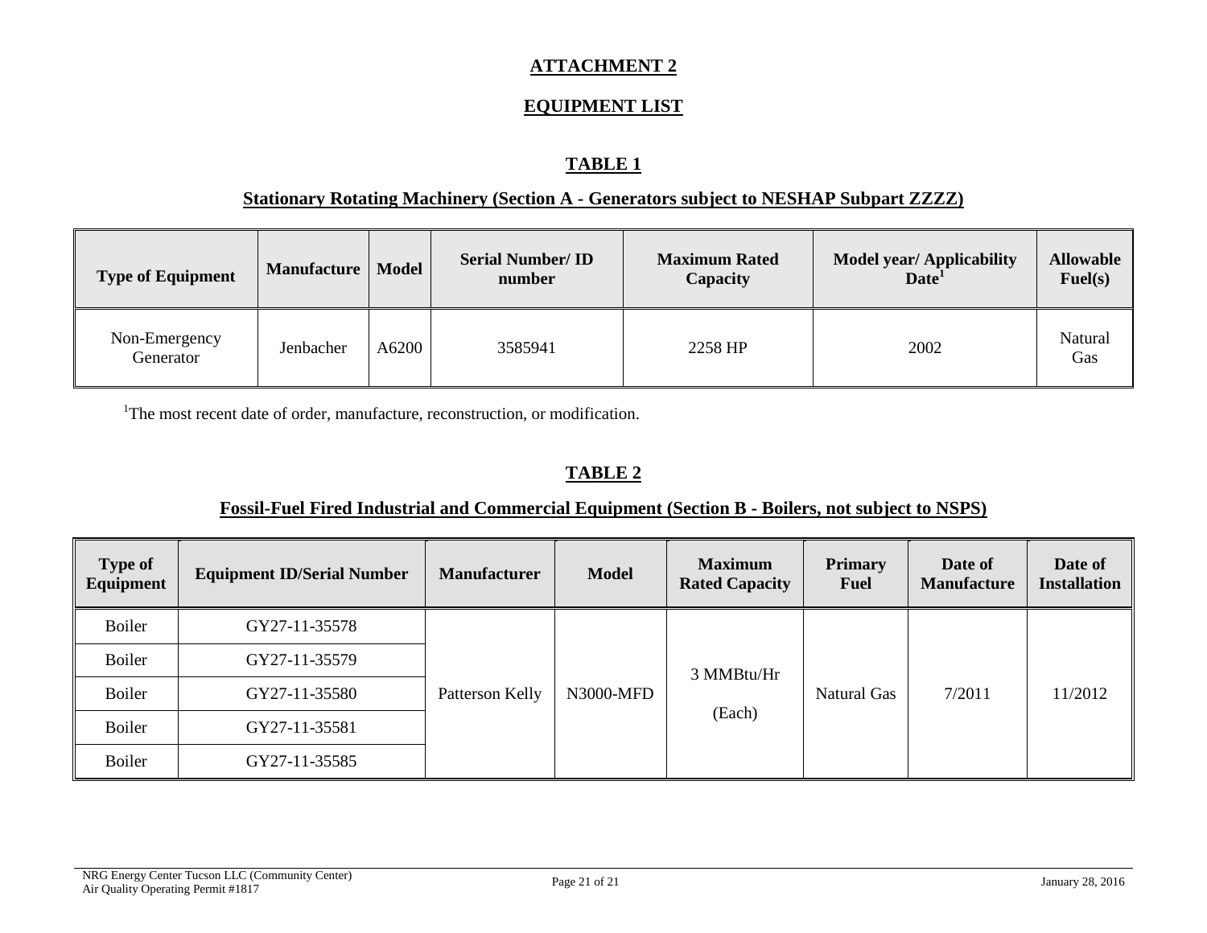# ATTACHMENT 2

## EQUIPMENT LIST

### TABLE 1

### Stationary Rotating Machinery (Section A - Generators subject to NESHAP Subpart ZZZZ)

| Type of Equipment | Manufacture | Model | Serial Number/ ID number | Maximum Rated Capacity | Model year/ Applicability Date[1] | Allowable Fuel(s) |
|---|---|---|---|---|---|---|
| Non-Emergency Generator | Jenbacher | A6200 | 3585941 | 2258 HP | 2002 | Natural Gas |

[1]The most recent date of order, manufacture, reconstruction, or modification.

### TABLE 2

### Fossil-Fuel Fired Industrial and Commercial Equipment (Section B - Boilers, not subject to NSPS)

| Type of Equipment | Equipment ID/Serial Number | Manufacturer | Model | Maximum Rated Capacity | Primary Fuel | Date of Manufacture | Date of Installation |
|---|---|---|---|---|---|---|---|
| Boiler | GY27-11-35578 | Patterson Kelly | N3000-MFD | 3 MMBtu/Hr (Each) | Natural Gas | 7/2011 | 11/2012 |
| Boiler | GY27-11-35579 | | | | | | |
| Boiler | GY27-11-35580 | | | | | | |
| Boiler | GY27-11-35581 | | | | | | |
| Boiler | GY27-11-35585 | | | | | | |